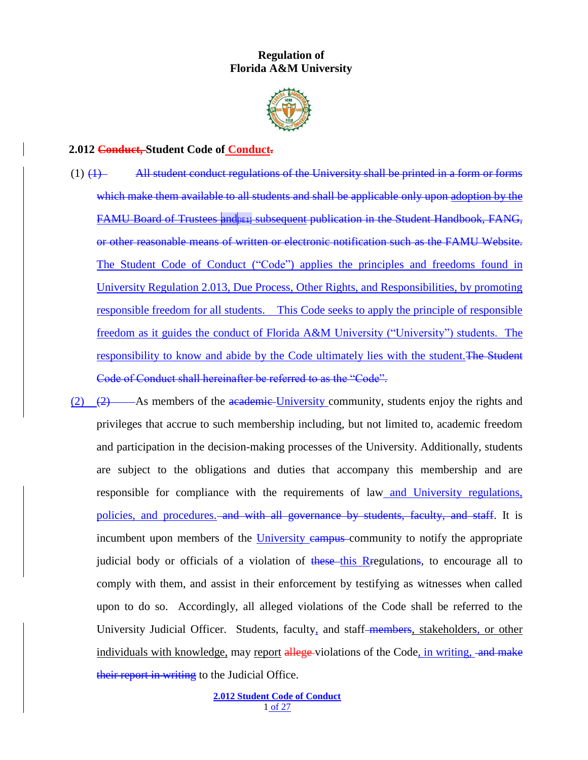**Regulation of**
**Florida A&M University**

## 2.012 ~~Conduct,~~ Student Code of Conduct~~.~~

(1) ~~(1) All student conduct regulations of the University shall be printed in a form or forms which make them available to all students and shall be applicable only upon adoption by the FAMU Board of Trustees and subsequent publication in the Student Handbook, FANG, or other reasonable means of written or electronic notification such as the FAMU Website.~~ The Student Code of Conduct ("Code") applies the principles and freedoms found in University Regulation 2.013, Due Process, Other Rights, and Responsibilities, by promoting responsible freedom for all students. This Code seeks to apply the principle of responsible freedom as it guides the conduct of Florida A&M University ("University") students. The responsibility to know and abide by the Code ultimately lies with the student.~~The Student Code of Conduct shall hereinafter be referred to as the "Code".~~

(2) ~~(2)~~ As members of the ~~academic~~ University community, students enjoy the rights and privileges that accrue to such membership including, but not limited to, academic freedom and participation in the decision-making processes of the University. Additionally, students are subject to the obligations and duties that accompany this membership and are responsible for compliance with the requirements of law and University regulations, policies, and procedures.~~ and with all governance by students, faculty, and staff~~. It is incumbent upon members of the University ~~campus~~ community to notify the appropriate judicial body or officials of a violation of ~~these~~ this R~~r~~egulation~~s~~, to encourage all to comply with them, and assist in their enforcement by testifying as witnesses when called upon to do so. Accordingly, all alleged violations of the Code shall be referred to the University Judicial Officer. Students, faculty, and staff ~~members~~, stakeholders, or other individuals with knowledge, may report ~~allege~~ violations of the Code, in writing, ~~and make their report in writing~~ to the Judicial Office.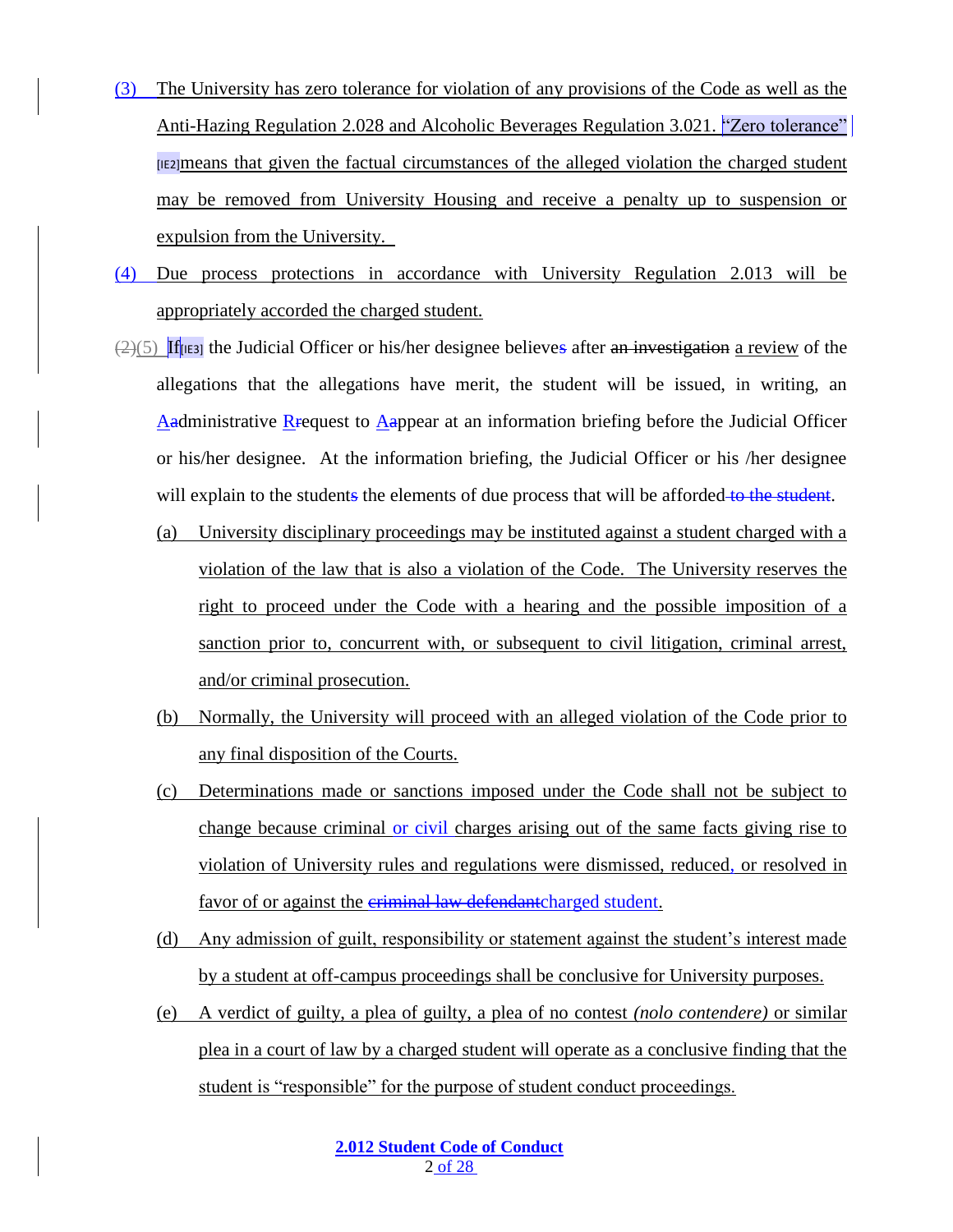(3) The University has zero tolerance for violation of any provisions of the Code as well as the Anti-Hazing Regulation 2.028 and Alcoholic Beverages Regulation 3.021. "Zero tolerance" [IE2]means that given the factual circumstances of the alleged violation the charged student may be removed from University Housing and receive a penalty up to suspension or expulsion from the University.

(4) Due process protections in accordance with University Regulation 2.013 will be appropriately accorded the charged student.

~~(2)~~(5) If[IE3] the Judicial Officer or his/her designee believe~~s~~ after ~~an investigation~~ a review of the allegations that the allegations have merit, the student will be issued, in writing, an A~~a~~dministrative R~~r~~equest to A~~a~~ppear at an information briefing before the Judicial Officer or his/her designee. At the information briefing, the Judicial Officer or his /her designee will explain to the student~~s~~ the elements of due process that will be afforded ~~to the student~~.

(a) University disciplinary proceedings may be instituted against a student charged with a violation of the law that is also a violation of the Code. The University reserves the right to proceed under the Code with a hearing and the possible imposition of a sanction prior to, concurrent with, or subsequent to civil litigation, criminal arrest, and/or criminal prosecution.

(b) Normally, the University will proceed with an alleged violation of the Code prior to any final disposition of the Courts.

(c) Determinations made or sanctions imposed under the Code shall not be subject to change because criminal or civil charges arising out of the same facts giving rise to violation of University rules and regulations were dismissed, reduced, or resolved in favor of or against the ~~criminal law defendant~~charged student.

(d) Any admission of guilt, responsibility or statement against the student's interest made by a student at off-campus proceedings shall be conclusive for University purposes.

(e) A verdict of guilty, a plea of guilty, a plea of no contest *(nolo contendere)* or similar plea in a court of law by a charged student will operate as a conclusive finding that the student is "responsible" for the purpose of student conduct proceedings.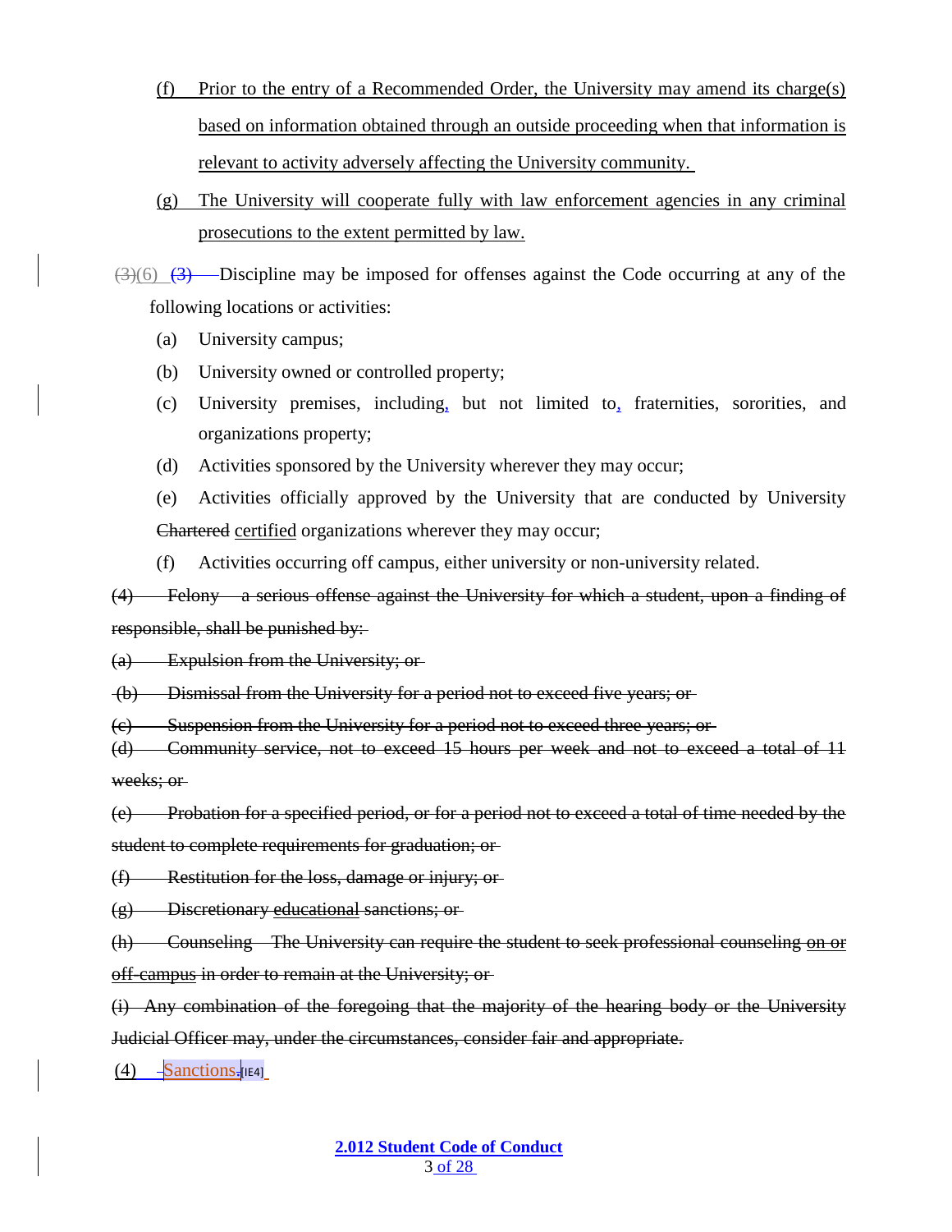(f) Prior to the entry of a Recommended Order, the University may amend its charge(s) based on information obtained through an outside proceeding when that information is relevant to activity adversely affecting the University community.

(g) The University will cooperate fully with law enforcement agencies in any criminal prosecutions to the extent permitted by law.

~~(3)~~(6) (3) Discipline may be imposed for offenses against the Code occurring at any of the following locations or activities:

(a) University campus;

(b) University owned or controlled property;

(c) University premises, including, but not limited to, fraternities, sororities, and organizations property;

(d) Activities sponsored by the University wherever they may occur;

(e) Activities officially approved by the University that are conducted by University ~~Chartered~~ certified organizations wherever they may occur;

(f) Activities occurring off campus, either university or non-university related.

~~(4) Felony – a serious offense against the University for which a student, upon a finding of responsible, shall be punished by:~~

~~(a) Expulsion from the University; or~~

~~(b) Dismissal from the University for a period not to exceed five years; or~~

~~(c) Suspension from the University for a period not to exceed three years; or~~

~~(d) Community service, not to exceed 15 hours per week and not to exceed a total of 11 weeks; or~~

~~(e) Probation for a specified period, or for a period not to exceed a total of time needed by the student to complete requirements for graduation; or~~

~~(f) Restitution for the loss, damage or injury; or~~

~~(g) Discretionary educational sanctions; or~~

~~(h) Counseling – The University can require the student to seek professional counseling on or off-campus in order to remain at the University; or~~

~~(i) Any combination of the foregoing that the majority of the hearing body or the University Judicial Officer may, under the circumstances, consider fair and appropriate.~~

(4) Sanctions.[IE4]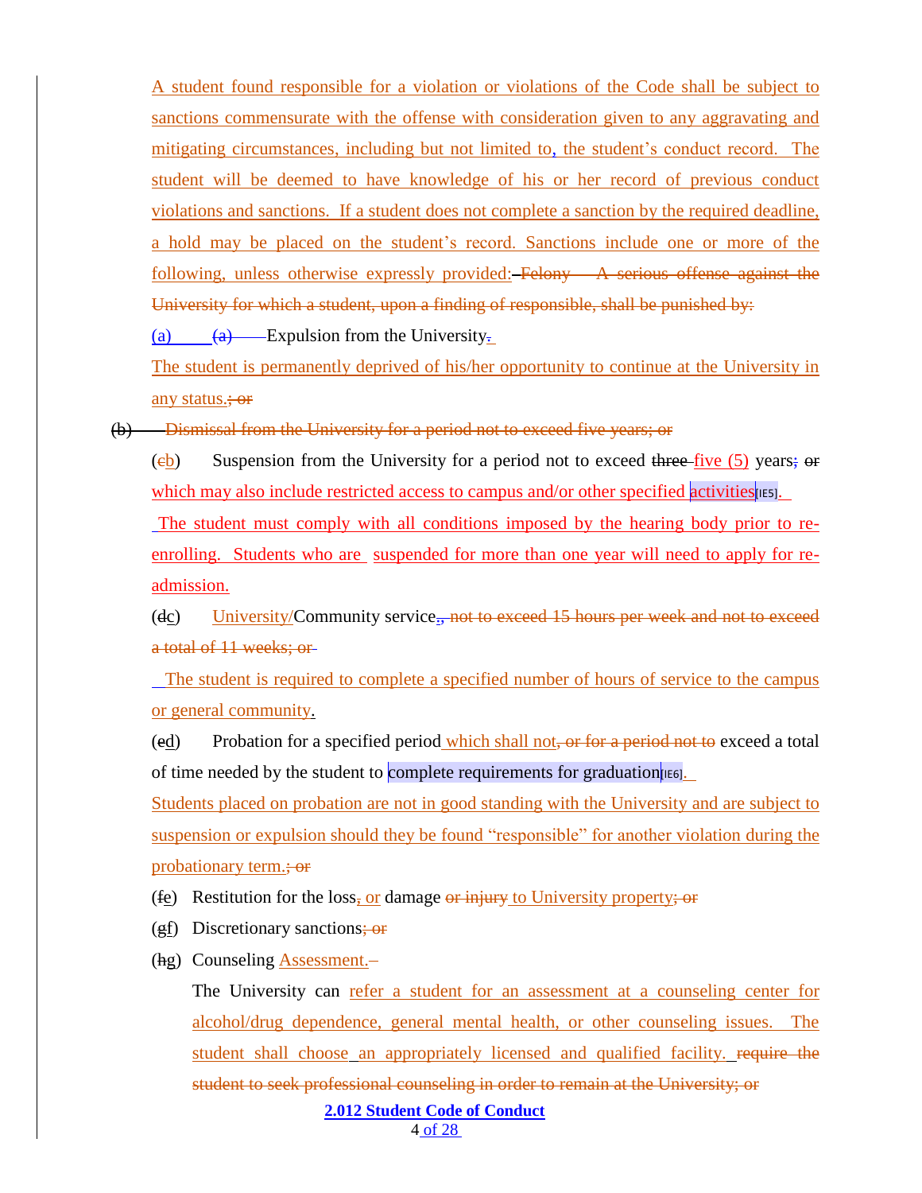A student found responsible for a violation or violations of the Code shall be subject to sanctions commensurate with the offense with consideration given to any aggravating and mitigating circumstances, including but not limited to, the student's conduct record. The student will be deemed to have knowledge of his or her record of previous conduct violations and sanctions. If a student does not complete a sanction by the required deadline, a hold may be placed on the student's record. Sanctions include one or more of the following, unless otherwise expressly provided: ~~Felony – A serious offense against the University for which a student, upon a finding of responsible, shall be punished by:~~

(a) ~~(a)~~ Expulsion from the University.

The student is permanently deprived of his/her opportunity to continue at the University in any status.~~; or~~

~~(b) Dismissal from the University for a period not to exceed five years; or~~

(~~c~~b) Suspension from the University for a period not to exceed ~~three~~ five (5) years~~;~~ ~~or~~ which may also include restricted access to campus and/or other specified activities[IE5].

The student must comply with all conditions imposed by the hearing body prior to re-enrolling. Students who are suspended for more than one year will need to apply for re-admission.

(~~d~~c) University/Community service~~, not to exceed 15 hours per week and not to exceed a total of 11 weeks; or~~

The student is required to complete a specified number of hours of service to the campus or general community.

(~~e~~d) Probation for a specified period which shall not~~, or for a period not to~~ exceed a total of time needed by the student to complete requirements for graduation[IE6].

Students placed on probation are not in good standing with the University and are subject to suspension or expulsion should they be found "responsible" for another violation during the probationary term.~~; or~~

(~~f~~e) Restitution for the loss~~,~~ or damage ~~or injury~~ to University property~~; or~~

(~~g~~f) Discretionary sanctions~~; or~~

(~~h~~g) Counseling Assessment.

The University can refer a student for an assessment at a counseling center for alcohol/drug dependence, general mental health, or other counseling issues. The student shall choose an appropriately licensed and qualified facility. ~~require the student to seek professional counseling in order to remain at the University; or~~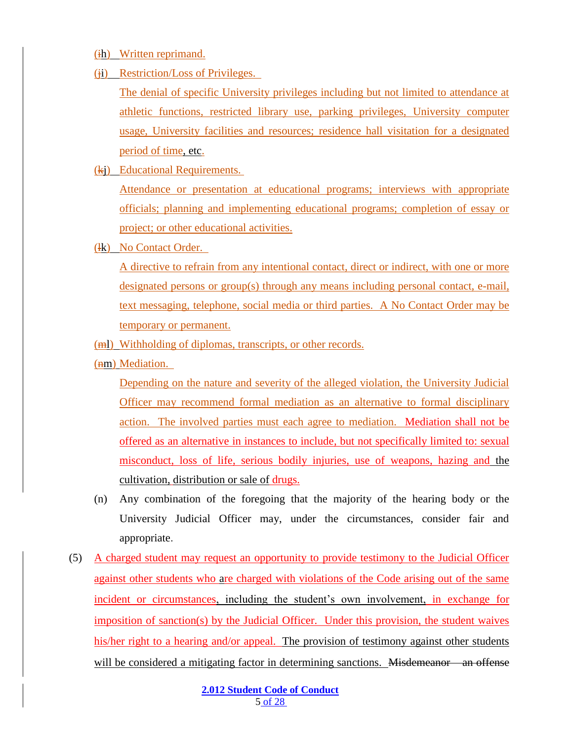(ih) Written reprimand.

(ji) Restriction/Loss of Privileges.

The denial of specific University privileges including but not limited to attendance at athletic functions, restricted library use, parking privileges, University computer usage, University facilities and resources; residence hall visitation for a designated period of time, etc.

(kj) Educational Requirements.

Attendance or presentation at educational programs; interviews with appropriate officials; planning and implementing educational programs; completion of essay or project; or other educational activities.

(lk) No Contact Order.

A directive to refrain from any intentional contact, direct or indirect, with one or more designated persons or group(s) through any means including personal contact, e-mail, text messaging, telephone, social media or third parties. A No Contact Order may be temporary or permanent.

(ml) Withholding of diplomas, transcripts, or other records.

(nm) Mediation.

Depending on the nature and severity of the alleged violation, the University Judicial Officer may recommend formal mediation as an alternative to formal disciplinary action. The involved parties must each agree to mediation. Mediation shall not be offered as an alternative in instances to include, but not specifically limited to: sexual misconduct, loss of life, serious bodily injuries, use of weapons, hazing and the cultivation, distribution or sale of drugs.

(n) Any combination of the foregoing that the majority of the hearing body or the University Judicial Officer may, under the circumstances, consider fair and appropriate.

(5) A charged student may request an opportunity to provide testimony to the Judicial Officer against other students who are charged with violations of the Code arising out of the same incident or circumstances, including the student's own involvement, in exchange for imposition of sanction(s) by the Judicial Officer. Under this provision, the student waives his/her right to a hearing and/or appeal. The provision of testimony against other students will be considered a mitigating factor in determining sanctions. ~~Misdemeanor – an offense~~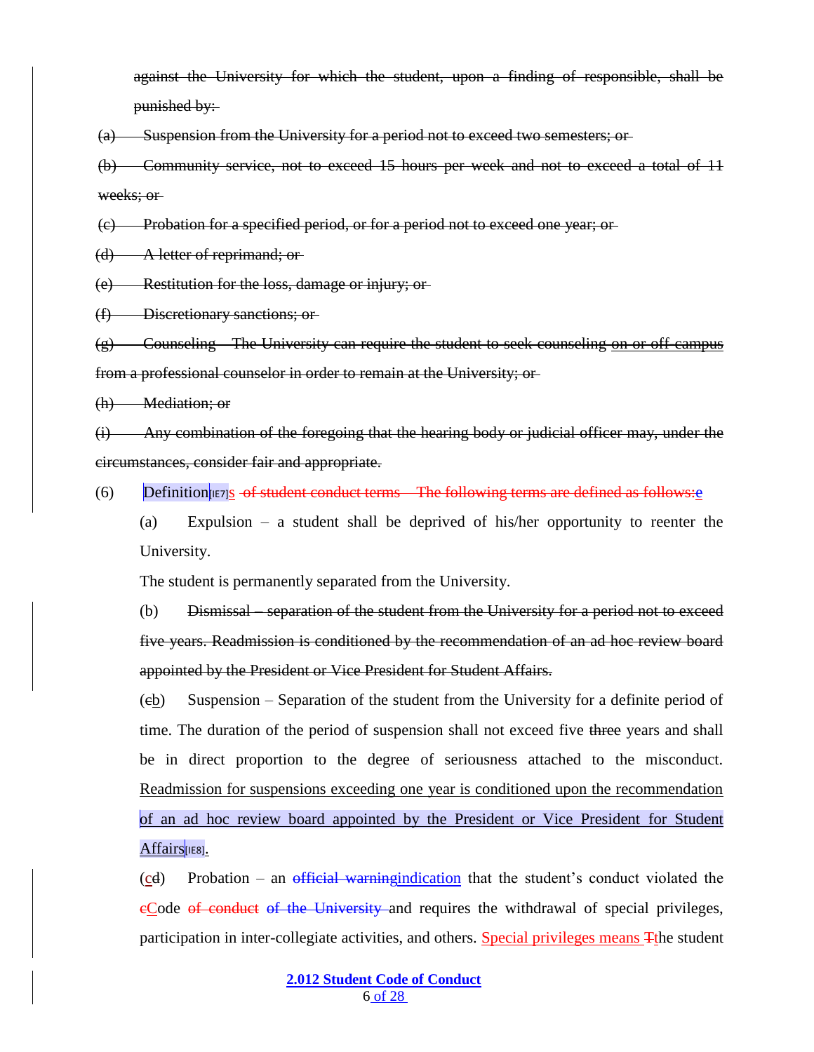against the University for which the student, upon a finding of responsible, shall be punished by:

(a) Suspension from the University for a period not to exceed two semesters; or

(b) Community service, not to exceed 15 hours per week and not to exceed a total of 11 weeks; or

(c) Probation for a specified period, or for a period not to exceed one year; or

(d) A letter of reprimand; or

(e) Restitution for the loss, damage or injury; or

(f) Discretionary sanctions; or

(g) Counseling – The University can require the student to seek counseling on or off campus from a professional counselor in order to remain at the University; or

(h) Mediation; or

(i) Any combination of the foregoing that the hearing body or judicial officer may, under the circumstances, consider fair and appropriate.

(6) Definition[IE7]s of student conduct terms – The following terms are defined as follows:e

(a) Expulsion – a student shall be deprived of his/her opportunity to reenter the University.

The student is permanently separated from the University.

(b) Dismissal – separation of the student from the University for a period not to exceed five years. Readmission is conditioned by the recommendation of an ad hoc review board appointed by the President or Vice President for Student Affairs.

(cb) Suspension – Separation of the student from the University for a definite period of time. The duration of the period of suspension shall not exceed five three years and shall be in direct proportion to the degree of seriousness attached to the misconduct. Readmission for suspensions exceeding one year is conditioned upon the recommendation of an ad hoc review board appointed by the President or Vice President for Student Affairs[IE8].

(cd) Probation – an official warningindication that the student's conduct violated the cCode of conduct of the University and requires the withdrawal of special privileges, participation in inter-collegiate activities, and others. Special privileges means Tthe student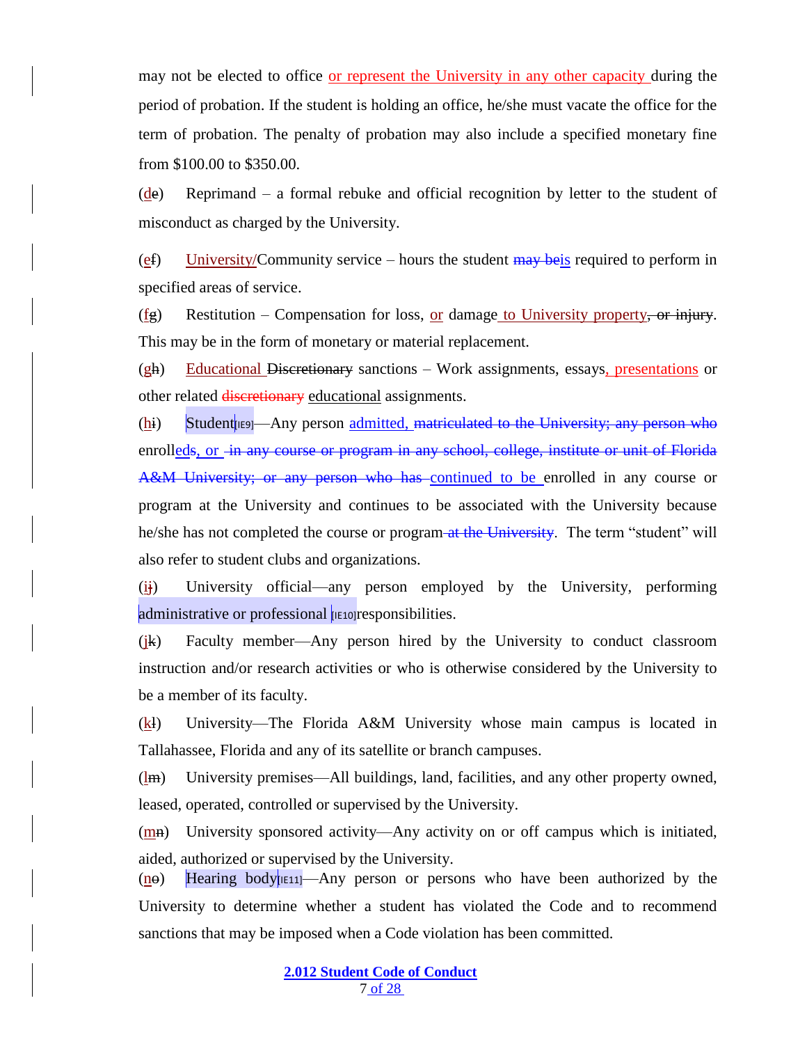may not be elected to office or represent the University in any other capacity during the period of probation. If the student is holding an office, he/she must vacate the office for the term of probation. The penalty of probation may also include a specified monetary fine from $100.00 to $350.00.

(d~~e~~) Reprimand – a formal rebuke and official recognition by letter to the student of misconduct as charged by the University.

(e~~f~~) University/Community service – hours the student ~~may be~~is required to perform in specified areas of service.

(f~~g~~) Restitution – Compensation for loss, or damage to University property~~, or injury~~. This may be in the form of monetary or material replacement.

(g~~h~~) Educational ~~Discretionary~~ sanctions – Work assignments, essays, presentations or other related ~~discretionary~~ educational assignments.

(h~~i~~) Student[IE9]—Any person admitted, ~~matriculated to the University; any person who~~ enrolled~~s~~, or ~~in any course or program in any school, college, institute or unit of Florida A&M University; or any person who has~~ continued to be enrolled in any course or program at the University and continues to be associated with the University because he/she has not completed the course or program~~ at the University~~. The term "student" will also refer to student clubs and organizations.

(i~~j~~) University official—any person employed by the University, performing administrative or professional [IE10]responsibilities.

(j~~k~~) Faculty member—Any person hired by the University to conduct classroom instruction and/or research activities or who is otherwise considered by the University to be a member of its faculty.

(k~~l~~) University—The Florida A&M University whose main campus is located in Tallahassee, Florida and any of its satellite or branch campuses.

(l~~m~~) University premises—All buildings, land, facilities, and any other property owned, leased, operated, controlled or supervised by the University.

(m~~n~~) University sponsored activity—Any activity on or off campus which is initiated, aided, authorized or supervised by the University.

(n~~o~~) Hearing body[IE11]—Any person or persons who have been authorized by the University to determine whether a student has violated the Code and to recommend sanctions that may be imposed when a Code violation has been committed.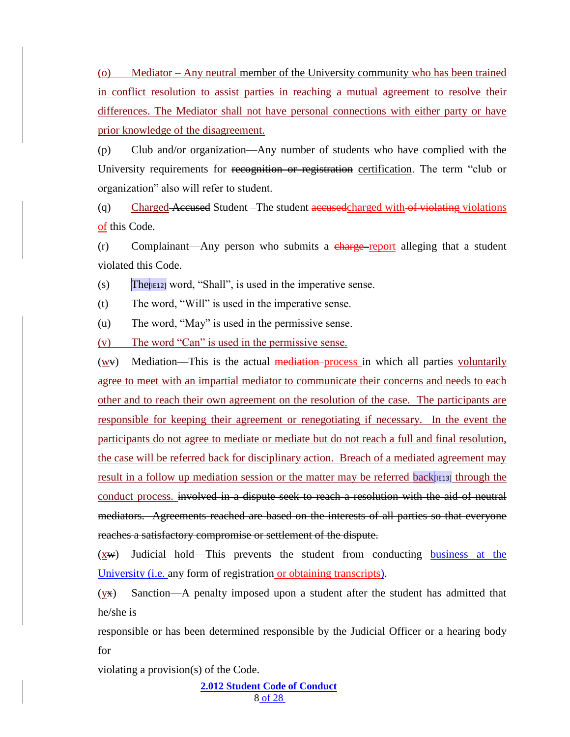(o) Mediator – Any neutral member of the University community who has been trained in conflict resolution to assist parties in reaching a mutual agreement to resolve their differences. The Mediator shall not have personal connections with either party or have prior knowledge of the disagreement.

(p) Club and/or organization—Any number of students who have complied with the University requirements for ~~recognition or registration~~ certification. The term “club or organization” also will refer to student.

(q) Charged ~~Accused~~ Student –The student ~~accused~~charged with ~~of violating~~ violations of this Code.

(r) Complainant—Any person who submits a ~~charge~~ report alleging that a student violated this Code.

(s) The[IE12] word, “Shall”, is used in the imperative sense.

(t) The word, “Will” is used in the imperative sense.

(u) The word, “May” is used in the permissive sense.

(v) The word “Can” is used in the permissive sense.

(w~~v~~) Mediation—This is the actual ~~mediation~~ process in which all parties voluntarily agree to meet with an impartial mediator to communicate their concerns and needs to each other and to reach their own agreement on the resolution of the case. The participants are responsible for keeping their agreement or renegotiating if necessary. In the event the participants do not agree to mediate or mediate but do not reach a full and final resolution, the case will be referred back for disciplinary action. Breach of a mediated agreement may result in a follow up mediation session or the matter may be referred back[IE13] through the conduct process. ~~involved in a dispute seek to reach a resolution with the aid of neutral mediators. Agreements reached are based on the interests of all parties so that everyone reaches a satisfactory compromise or settlement of the dispute.~~

(x~~w~~) Judicial hold—This prevents the student from conducting business at the University (i.e. any form of registration or obtaining transcripts).

(y~~x~~) Sanction—A penalty imposed upon a student after the student has admitted that he/she is responsible or has been determined responsible by the Judicial Officer or a hearing body for violating a provision(s) of the Code.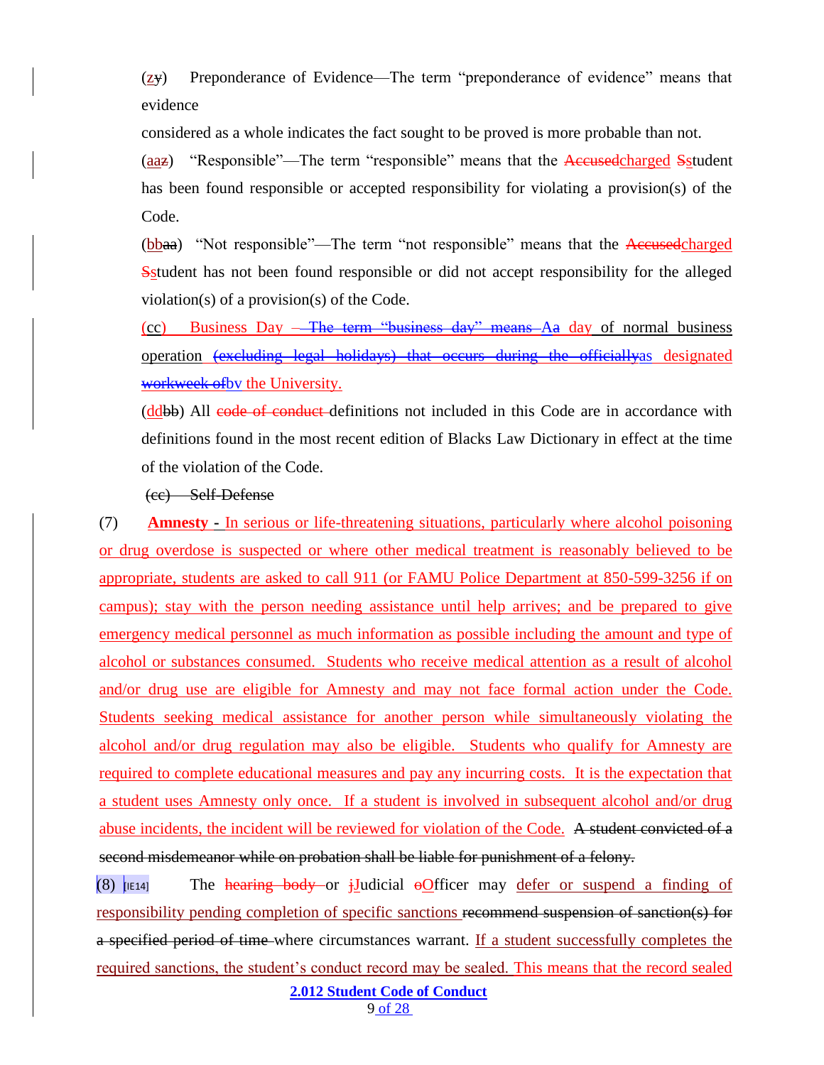(z~~y~~) Preponderance of Evidence—The term "preponderance of evidence" means that evidence

considered as a whole indicates the fact sought to be proved is more probable than not.

(aa~~z~~) "Responsible"—The term "responsible" means that the ~~Accused~~charged ~~S~~student has been found responsible or accepted responsibility for violating a provision(s) of the Code.

(bb~~aa~~) "Not responsible"—The term "not responsible" means that the ~~Accused~~charged ~~S~~student has not been found responsible or did not accept responsibility for the alleged violation(s) of a provision(s) of the Code.

(cc) Business Day ~~– The term "business day" means~~ A~~a~~ day of normal business operation ~~(excluding legal holidays) that occurs during the officially~~as designated ~~workweek of~~by the University.

(dd~~bb~~) All ~~code of conduct~~ definitions not included in this Code are in accordance with definitions found in the most recent edition of Blacks Law Dictionary in effect at the time of the violation of the Code.

~~(cc) Self-Defense~~

(7) **Amnesty -** In serious or life-threatening situations, particularly where alcohol poisoning or drug overdose is suspected or where other medical treatment is reasonably believed to be appropriate, students are asked to call 911 (or FAMU Police Department at 850-599-3256 if on campus); stay with the person needing assistance until help arrives; and be prepared to give emergency medical personnel as much information as possible including the amount and type of alcohol or substances consumed. Students who receive medical attention as a result of alcohol and/or drug use are eligible for Amnesty and may not face formal action under the Code. Students seeking medical assistance for another person while simultaneously violating the alcohol and/or drug regulation may also be eligible. Students who qualify for Amnesty are required to complete educational measures and pay any incurring costs. It is the expectation that a student uses Amnesty only once. If a student is involved in subsequent alcohol and/or drug abuse incidents, the incident will be reviewed for violation of the Code. ~~A student convicted of a second misdemeanor while on probation shall be liable for punishment of a felony.~~

(8) [IE14] The ~~hearing body~~ or ~~j~~Judicial ~~o~~Officer may defer or suspend a finding of responsibility pending completion of specific sanctions ~~recommend suspension of sanction(s) for a specified period of time~~ where circumstances warrant. If a student successfully completes the required sanctions, the student's conduct record may be sealed. This means that the record sealed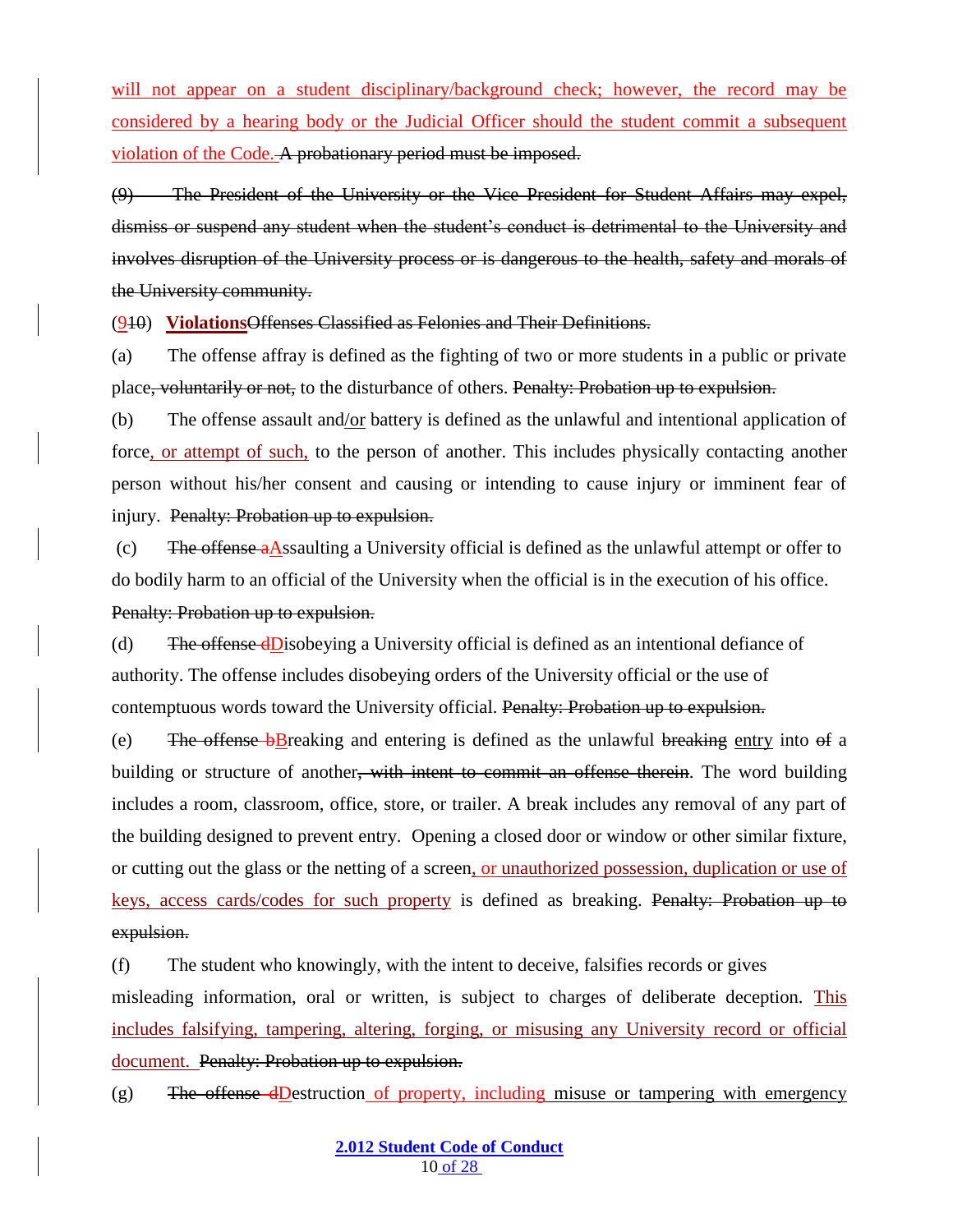will not appear on a student disciplinary/background check; however, the record may be considered by a hearing body or the Judicial Officer should the student commit a subsequent violation of the Code. ~~A probationary period must be imposed.~~

~~(9) The President of the University or the Vice President for Student Affairs may expel, dismiss or suspend any student when the student's conduct is detrimental to the University and involves disruption of the University process or is dangerous to the health, safety and morals of the University community.~~

(9~~10~~) **Violations**~~Offenses Classified as Felonies and Their Definitions.~~

(a) The offense affray is defined as the fighting of two or more students in a public or private place~~, voluntarily or not,~~ to the disturbance of others. ~~Penalty: Probation up to expulsion.~~

(b) The offense assault and/or battery is defined as the unlawful and intentional application of force, or attempt of such, to the person of another. This includes physically contacting another person without his/her consent and causing or intending to cause injury or imminent fear of injury. ~~Penalty: Probation up to expulsion.~~

(c) ~~The offense a~~Assaulting a University official is defined as the unlawful attempt or offer to do bodily harm to an official of the University when the official is in the execution of his office. ~~Penalty: Probation up to expulsion.~~

(d) ~~The offense d~~Disobeying a University official is defined as an intentional defiance of authority. The offense includes disobeying orders of the University official or the use of contemptuous words toward the University official. ~~Penalty: Probation up to expulsion.~~

(e) ~~The offense b~~Breaking and entering is defined as the unlawful ~~breaking~~ entry into ~~of~~ a building or structure of another~~, with intent to commit an offense therein~~. The word building includes a room, classroom, office, store, or trailer. A break includes any removal of any part of the building designed to prevent entry. Opening a closed door or window or other similar fixture, or cutting out the glass or the netting of a screen, or unauthorized possession, duplication or use of keys, access cards/codes for such property is defined as breaking. ~~Penalty: Probation up to expulsion.~~

(f) The student who knowingly, with the intent to deceive, falsifies records or gives misleading information, oral or written, is subject to charges of deliberate deception. This includes falsifying, tampering, altering, forging, or misusing any University record or official document. ~~Penalty: Probation up to expulsion.~~

(g) ~~The offense d~~Destruction of property, including misuse or tampering with emergency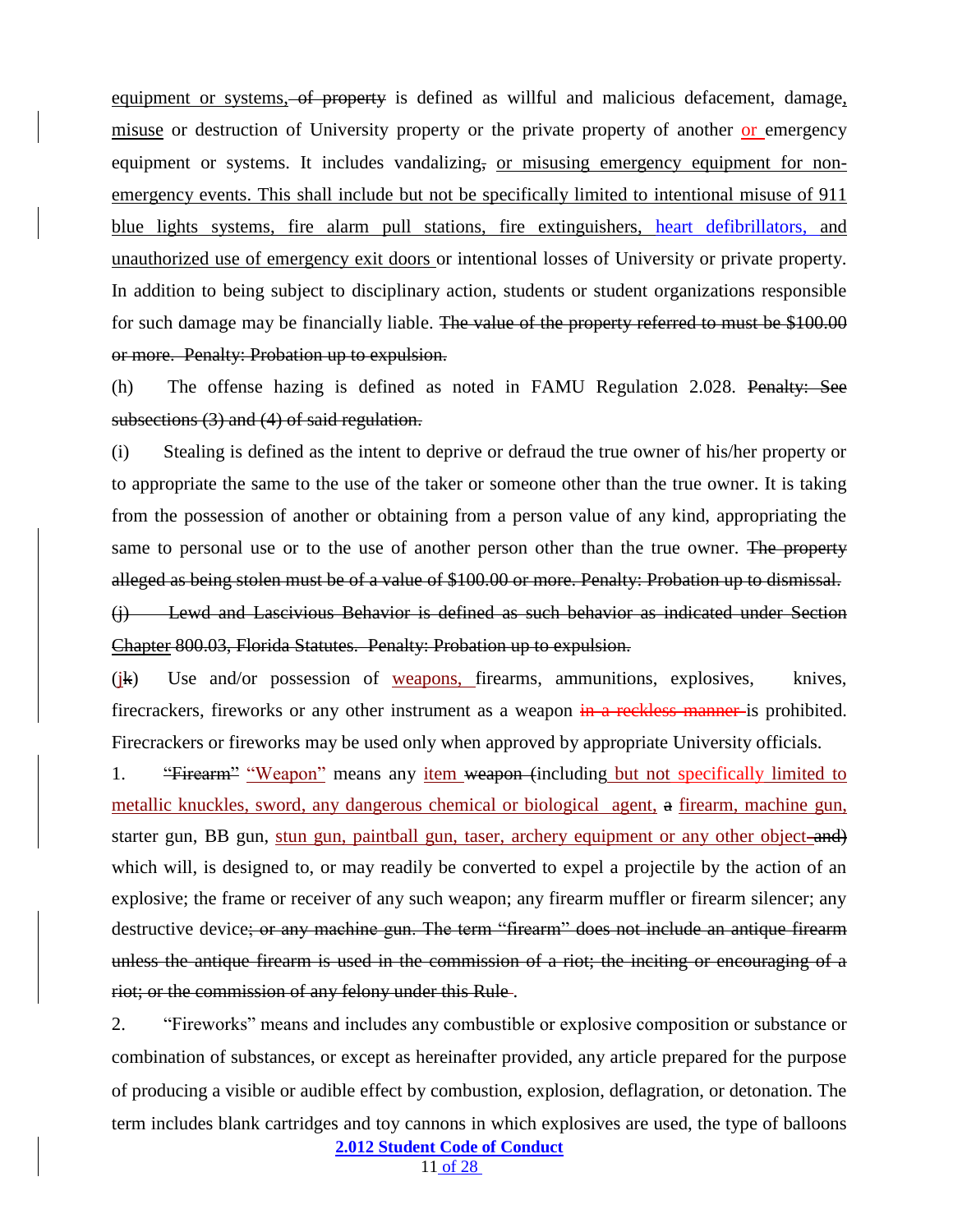equipment or systems, of property is defined as willful and malicious defacement, damage, misuse or destruction of University property or the private property of another or emergency equipment or systems. It includes vandalizing, or misusing emergency equipment for non-emergency events. This shall include but not be specifically limited to intentional misuse of 911 blue lights systems, fire alarm pull stations, fire extinguishers, heart defibrillators, and unauthorized use of emergency exit doors or intentional losses of University or private property. In addition to being subject to disciplinary action, students or student organizations responsible for such damage may be financially liable. ~~The value of the property referred to must be $100.00 or more. Penalty: Probation up to expulsion.~~

(h) The offense hazing is defined as noted in FAMU Regulation 2.028. ~~Penalty: See subsections (3) and (4) of said regulation.~~

(i) Stealing is defined as the intent to deprive or defraud the true owner of his/her property or to appropriate the same to the use of the taker or someone other than the true owner. It is taking from the possession of another or obtaining from a person value of any kind, appropriating the same to personal use or to the use of another person other than the true owner. ~~The property alleged as being stolen must be of a value of $100.00 or more. Penalty: Probation up to dismissal.~~

~~(j) Lewd and Lascivious Behavior is defined as such behavior as indicated under Section Chapter 800.03, Florida Statutes. Penalty: Probation up to expulsion.~~

(j~~k~~) Use and/or possession of weapons, firearms, ammunitions, explosives, knives, firecrackers, fireworks or any other instrument as a weapon ~~in a reckless manner~~ is prohibited. Firecrackers or fireworks may be used only when approved by appropriate University officials.

1. ~~"Firearm"~~ "Weapon" means any item ~~weapon (~~including but not specifically limited to metallic knuckles, sword, any dangerous chemical or biological agent, ~~a~~ firearm, machine gun, starter gun, BB gun, stun gun, paintball gun, taser, archery equipment or any other object ~~and)~~ which will, is designed to, or may readily be converted to expel a projectile by the action of an explosive; the frame or receiver of any such weapon; any firearm muffler or firearm silencer; any destructive device~~; or any machine gun. The term "firearm" does not include an antique firearm unless the antique firearm is used in the commission of a riot; the inciting or encouraging of a riot; or the commission of any felony under this Rule~~.

2. "Fireworks" means and includes any combustible or explosive composition or substance or combination of substances, or except as hereinafter provided, any article prepared for the purpose of producing a visible or audible effect by combustion, explosion, deflagration, or detonation. The term includes blank cartridges and toy cannons in which explosives are used, the type of balloons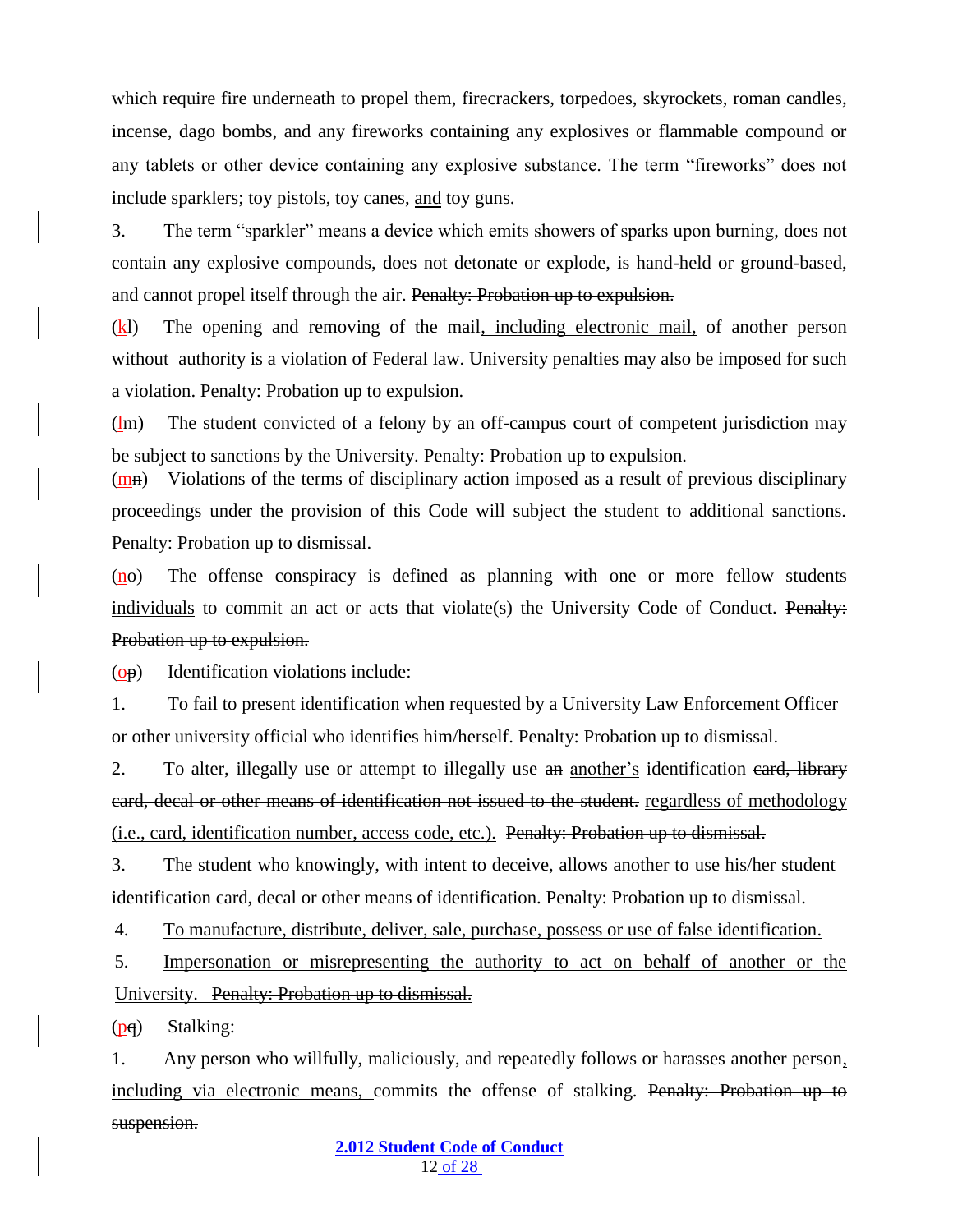which require fire underneath to propel them, firecrackers, torpedoes, skyrockets, roman candles, incense, dago bombs, and any fireworks containing any explosives or flammable compound or any tablets or other device containing any explosive substance. The term "fireworks" does not include sparklers; toy pistols, toy canes, <u>and</u> toy guns.

3. The term "sparkler" means a device which emits showers of sparks upon burning, does not contain any explosive compounds, does not detonate or explode, is hand-held or ground-based, and cannot propel itself through the air. ~~Penalty: Probation up to expulsion.~~

(<u>k</u>~~l~~) The opening and removing of the mail<u>, including electronic mail,</u> of another person without authority is a violation of Federal law. University penalties may also be imposed for such a violation. ~~Penalty: Probation up to expulsion.~~

(<u>l</u>~~m~~) The student convicted of a felony by an off-campus court of competent jurisdiction may be subject to sanctions by the University. ~~Penalty: Probation up to expulsion.~~

(<u>m</u>~~n~~) Violations of the terms of disciplinary action imposed as a result of previous disciplinary proceedings under the provision of this Code will subject the student to additional sanctions. Penalty: ~~Probation up to dismissal.~~

(<u>n</u>~~o~~) The offense conspiracy is defined as planning with one or more ~~fellow students~~ <u>individuals</u> to commit an act or acts that violate(s) the University Code of Conduct. ~~Penalty: Probation up to expulsion.~~

(<u>o</u>~~p~~) Identification violations include:

1. To fail to present identification when requested by a University Law Enforcement Officer or other university official who identifies him/herself. ~~Penalty: Probation up to dismissal.~~

2. To alter, illegally use or attempt to illegally use ~~an~~ <u>another's</u> identification ~~card, library card, decal or other means of identification not issued to the student.~~ <u>regardless of methodology (i.e., card, identification number, access code, etc.).</u> ~~Penalty: Probation up to dismissal.~~

3. The student who knowingly, with intent to deceive, allows another to use his/her student identification card, decal or other means of identification. ~~Penalty: Probation up to dismissal.~~

4. <u>To manufacture, distribute, deliver, sale, purchase, possess or use of false identification.</u>

5. <u>Impersonation or misrepresenting the authority to act on behalf of another or the University.</u> ~~Penalty: Probation up to dismissal.~~

(<u>p</u>~~q~~) Stalking:

1. Any person who willfully, maliciously, and repeatedly follows or harasses another person<u>, including via electronic means,</u> commits the offense of stalking. ~~Penalty: Probation up to suspension.~~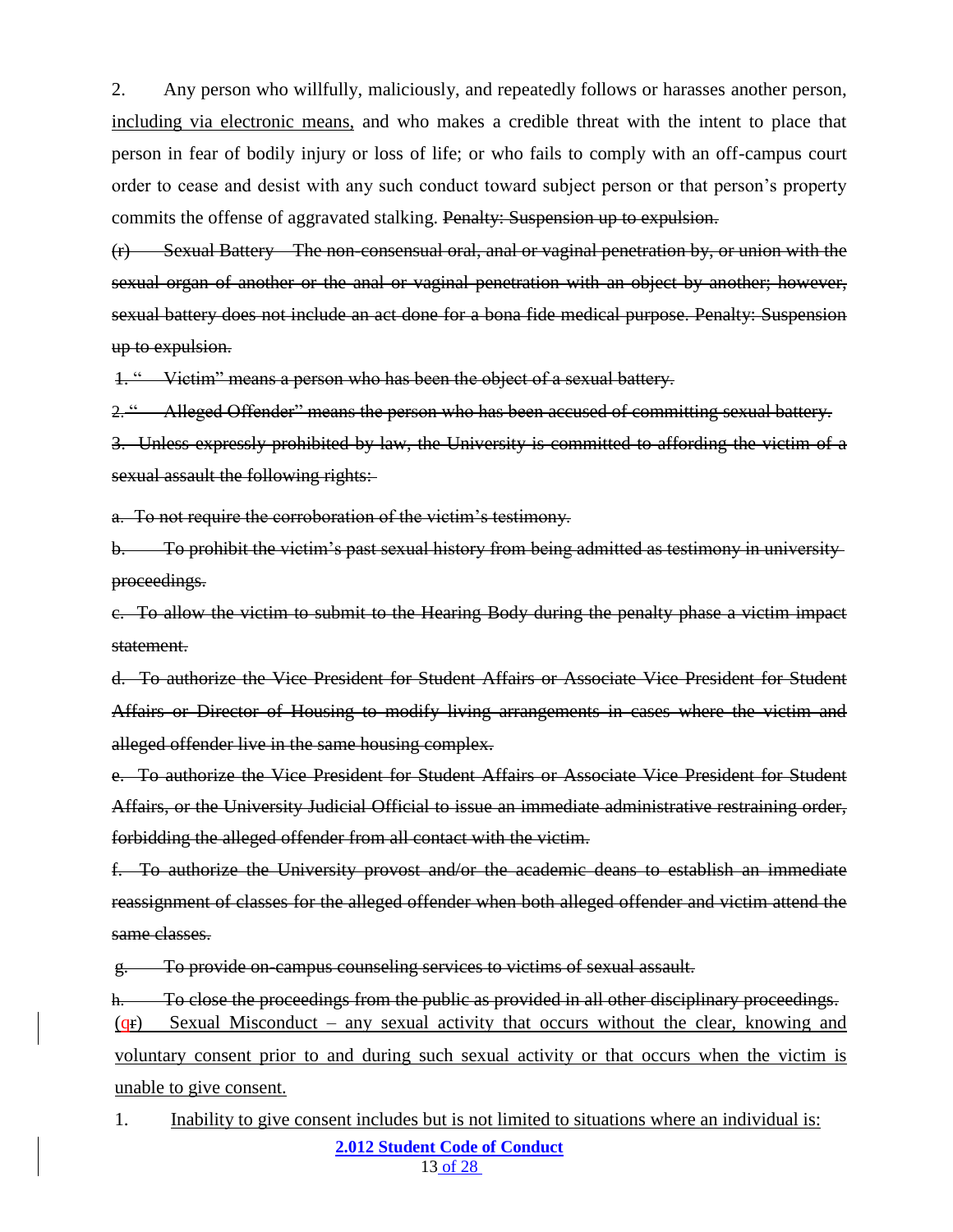2. Any person who willfully, maliciously, and repeatedly follows or harasses another person, <u>including via electronic means,</u> and who makes a credible threat with the intent to place that person in fear of bodily injury or loss of life; or who fails to comply with an off-campus court order to cease and desist with any such conduct toward subject person or that person's property commits the offense of aggravated stalking. ~~Penalty: Suspension up to expulsion.~~

~~(r) Sexual Battery – The non-consensual oral, anal or vaginal penetration by, or union with the sexual organ of another or the anal or vaginal penetration with an object by another; however, sexual battery does not include an act done for a bona fide medical purpose. Penalty: Suspension up to expulsion.~~

~~1. "Victim" means a person who has been the object of a sexual battery.~~

~~2. "Alleged Offender" means the person who has been accused of committing sexual battery.~~

~~3. Unless expressly prohibited by law, the University is committed to affording the victim of a sexual assault the following rights:~~

~~a. To not require the corroboration of the victim's testimony.~~

~~b. To prohibit the victim's past sexual history from being admitted as testimony in university proceedings.~~

~~c. To allow the victim to submit to the Hearing Body during the penalty phase a victim impact statement.~~

~~d. To authorize the Vice President for Student Affairs or Associate Vice President for Student Affairs or Director of Housing to modify living arrangements in cases where the victim and alleged offender live in the same housing complex.~~

~~e. To authorize the Vice President for Student Affairs or Associate Vice President for Student Affairs, or the University Judicial Official to issue an immediate administrative restraining order, forbidding the alleged offender from all contact with the victim.~~

~~f. To authorize the University provost and/or the academic deans to establish an immediate reassignment of classes for the alleged offender when both alleged offender and victim attend the same classes.~~

~~g. To provide on-campus counseling services to victims of sexual assault.~~

~~h. To close the proceedings from the public as provided in all other disciplinary proceedings.~~

<u>(q~~r~~) Sexual Misconduct – any sexual activity that occurs without the clear, knowing and voluntary consent prior to and during such sexual activity or that occurs when the victim is unable to give consent.</u>

1. <u>Inability to give consent includes but is not limited to situations where an individual is:</u>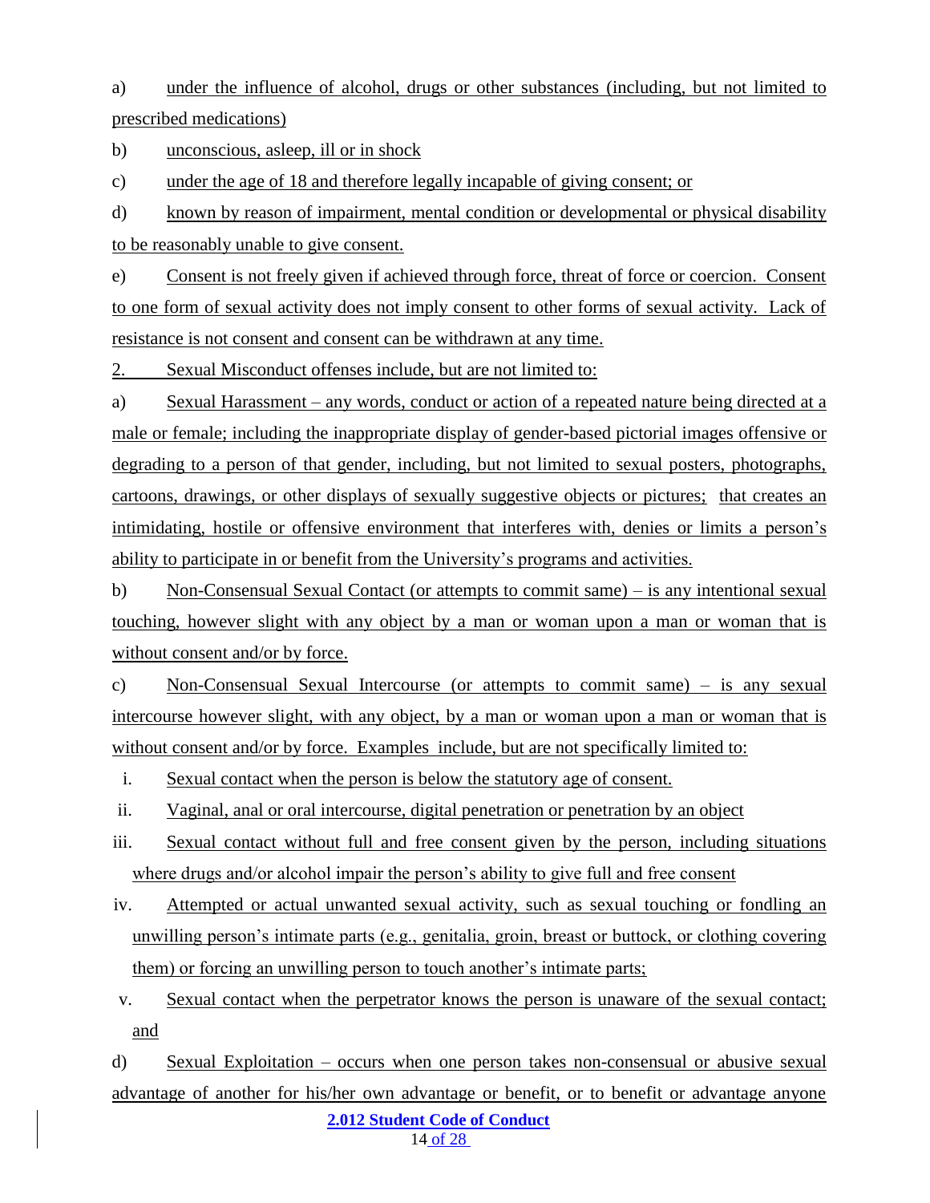a) under the influence of alcohol, drugs or other substances (including, but not limited to prescribed medications)

b) unconscious, asleep, ill or in shock

c) under the age of 18 and therefore legally incapable of giving consent; or

d) known by reason of impairment, mental condition or developmental or physical disability to be reasonably unable to give consent.

e) Consent is not freely given if achieved through force, threat of force or coercion. Consent to one form of sexual activity does not imply consent to other forms of sexual activity. Lack of resistance is not consent and consent can be withdrawn at any time.

2. Sexual Misconduct offenses include, but are not limited to:

a) Sexual Harassment – any words, conduct or action of a repeated nature being directed at a male or female; including the inappropriate display of gender-based pictorial images offensive or degrading to a person of that gender, including, but not limited to sexual posters, photographs, cartoons, drawings, or other displays of sexually suggestive objects or pictures; that creates an intimidating, hostile or offensive environment that interferes with, denies or limits a person's ability to participate in or benefit from the University's programs and activities.

b) Non-Consensual Sexual Contact (or attempts to commit same) – is any intentional sexual touching, however slight with any object by a man or woman upon a man or woman that is without consent and/or by force.

c) Non-Consensual Sexual Intercourse (or attempts to commit same) – is any sexual intercourse however slight, with any object, by a man or woman upon a man or woman that is without consent and/or by force. Examples include, but are not specifically limited to:

i. Sexual contact when the person is below the statutory age of consent.

ii. Vaginal, anal or oral intercourse, digital penetration or penetration by an object

iii. Sexual contact without full and free consent given by the person, including situations where drugs and/or alcohol impair the person's ability to give full and free consent

iv. Attempted or actual unwanted sexual activity, such as sexual touching or fondling an unwilling person's intimate parts (e.g., genitalia, groin, breast or buttock, or clothing covering them) or forcing an unwilling person to touch another's intimate parts;

v. Sexual contact when the perpetrator knows the person is unaware of the sexual contact; and

d) Sexual Exploitation – occurs when one person takes non-consensual or abusive sexual advantage of another for his/her own advantage or benefit, or to benefit or advantage anyone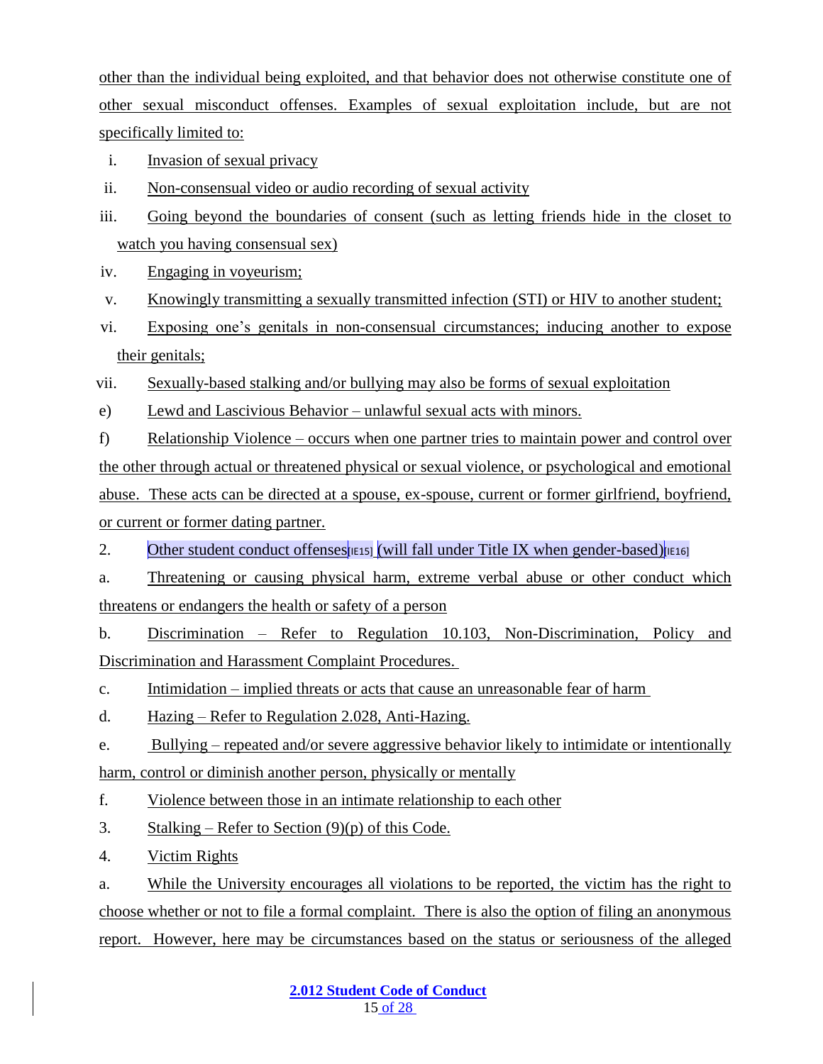other than the individual being exploited, and that behavior does not otherwise constitute one of other sexual misconduct offenses. Examples of sexual exploitation include, but are not specifically limited to:

- i. Invasion of sexual privacy
- ii. Non-consensual video or audio recording of sexual activity
- iii. Going beyond the boundaries of consent (such as letting friends hide in the closet to watch you having consensual sex)
- iv. Engaging in voyeurism;
- v. Knowingly transmitting a sexually transmitted infection (STI) or HIV to another student;
- vi. Exposing one's genitals in non-consensual circumstances; inducing another to expose their genitals;
- vii. Sexually-based stalking and/or bullying may also be forms of sexual exploitation

e) Lewd and Lascivious Behavior – unlawful sexual acts with minors.

f) Relationship Violence – occurs when one partner tries to maintain power and control over the other through actual or threatened physical or sexual violence, or psychological and emotional abuse. These acts can be directed at a spouse, ex-spouse, current or former girlfriend, boyfriend, or current or former dating partner.

2. Other student conduct offenses[IE15] (will fall under Title IX when gender-based)[IE16]

a. Threatening or causing physical harm, extreme verbal abuse or other conduct which threatens or endangers the health or safety of a person

b. Discrimination – Refer to Regulation 10.103, Non-Discrimination, Policy and Discrimination and Harassment Complaint Procedures.

c. Intimidation – implied threats or acts that cause an unreasonable fear of harm

d. Hazing – Refer to Regulation 2.028, Anti-Hazing.

e. Bullying – repeated and/or severe aggressive behavior likely to intimidate or intentionally harm, control or diminish another person, physically or mentally

f. Violence between those in an intimate relationship to each other

3. Stalking – Refer to Section (9)(p) of this Code.

4. Victim Rights

a. While the University encourages all violations to be reported, the victim has the right to choose whether or not to file a formal complaint. There is also the option of filing an anonymous report. However, here may be circumstances based on the status or seriousness of the alleged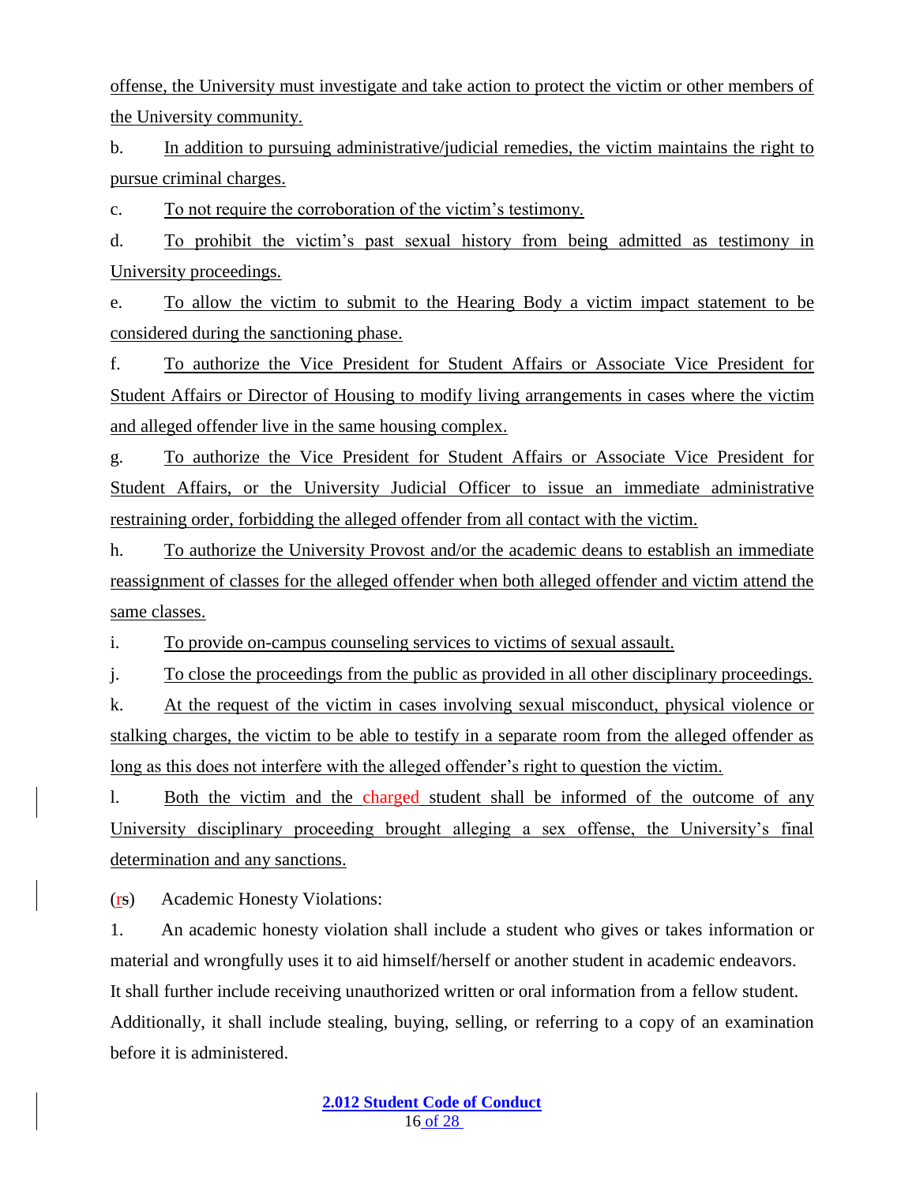offense, the University must investigate and take action to protect the victim or other members of the University community.

b. In addition to pursuing administrative/judicial remedies, the victim maintains the right to pursue criminal charges.

c. To not require the corroboration of the victim's testimony.

d. To prohibit the victim's past sexual history from being admitted as testimony in University proceedings.

e. To allow the victim to submit to the Hearing Body a victim impact statement to be considered during the sanctioning phase.

f. To authorize the Vice President for Student Affairs or Associate Vice President for Student Affairs or Director of Housing to modify living arrangements in cases where the victim and alleged offender live in the same housing complex.

g. To authorize the Vice President for Student Affairs or Associate Vice President for Student Affairs, or the University Judicial Officer to issue an immediate administrative restraining order, forbidding the alleged offender from all contact with the victim.

h. To authorize the University Provost and/or the academic deans to establish an immediate reassignment of classes for the alleged offender when both alleged offender and victim attend the same classes.

i. To provide on-campus counseling services to victims of sexual assault.

j. To close the proceedings from the public as provided in all other disciplinary proceedings.

k. At the request of the victim in cases involving sexual misconduct, physical violence or stalking charges, the victim to be able to testify in a separate room from the alleged offender as long as this does not interfere with the alleged offender's right to question the victim.

l. Both the victim and the charged student shall be informed of the outcome of any University disciplinary proceeding brought alleging a sex offense, the University's final determination and any sanctions.

(rs) Academic Honesty Violations:

1. An academic honesty violation shall include a student who gives or takes information or material and wrongfully uses it to aid himself/herself or another student in academic endeavors. It shall further include receiving unauthorized written or oral information from a fellow student. Additionally, it shall include stealing, buying, selling, or referring to a copy of an examination before it is administered.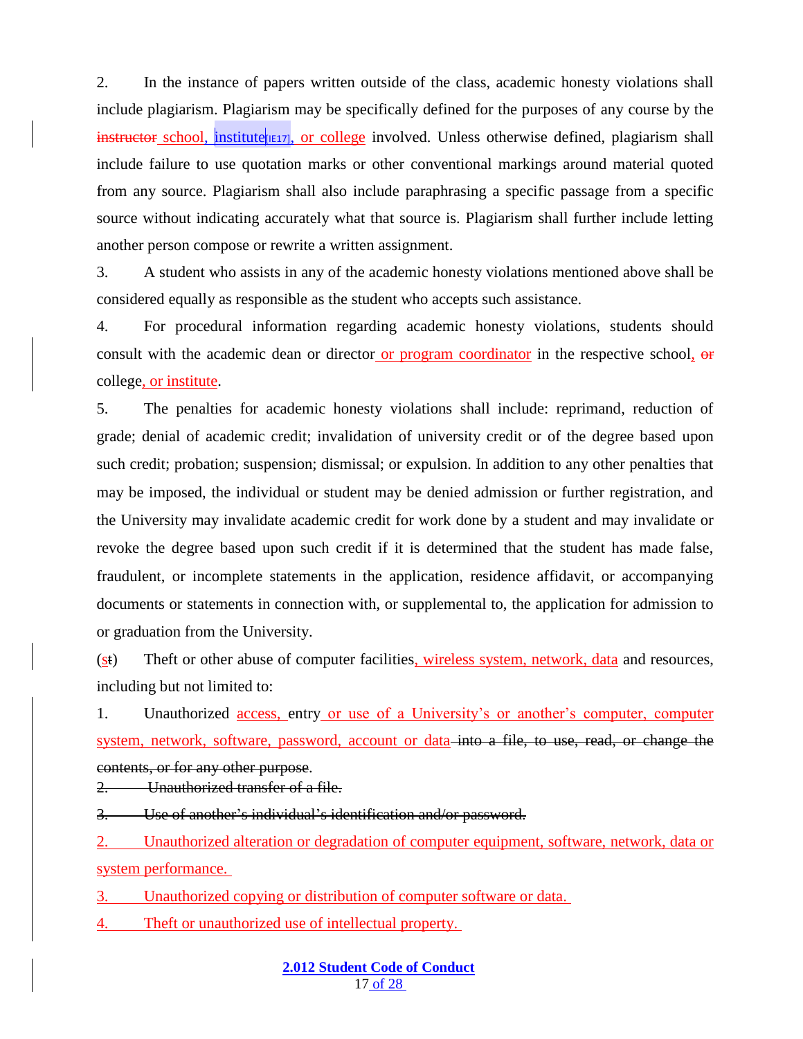2. In the instance of papers written outside of the class, academic honesty violations shall include plagiarism. Plagiarism may be specifically defined for the purposes of any course by the ~~instructor~~ school, institute[IE17], or college involved. Unless otherwise defined, plagiarism shall include failure to use quotation marks or other conventional markings around material quoted from any source. Plagiarism shall also include paraphrasing a specific passage from a specific source without indicating accurately what that source is. Plagiarism shall further include letting another person compose or rewrite a written assignment.

3. A student who assists in any of the academic honesty violations mentioned above shall be considered equally as responsible as the student who accepts such assistance.

4. For procedural information regarding academic honesty violations, students should consult with the academic dean or director or program coordinator in the respective school, ~~or~~ college, or institute.

5. The penalties for academic honesty violations shall include: reprimand, reduction of grade; denial of academic credit; invalidation of university credit or of the degree based upon such credit; probation; suspension; dismissal; or expulsion. In addition to any other penalties that may be imposed, the individual or student may be denied admission or further registration, and the University may invalidate academic credit for work done by a student and may invalidate or revoke the degree based upon such credit if it is determined that the student has made false, fraudulent, or incomplete statements in the application, residence affidavit, or accompanying documents or statements in connection with, or supplemental to, the application for admission to or graduation from the University.

(s~~t~~) Theft or other abuse of computer facilities, wireless system, network, data and resources, including but not limited to:

1. Unauthorized access, entry or use of a University's or another's computer, computer system, network, software, password, account or data ~~into a file, to use, read, or change the contents, or for any other purpose~~.

~~2. Unauthorized transfer of a file.~~

~~3. Use of another's individual's identification and/or password.~~

2. Unauthorized alteration or degradation of computer equipment, software, network, data or system performance.

3. Unauthorized copying or distribution of computer software or data.

4. Theft or unauthorized use of intellectual property.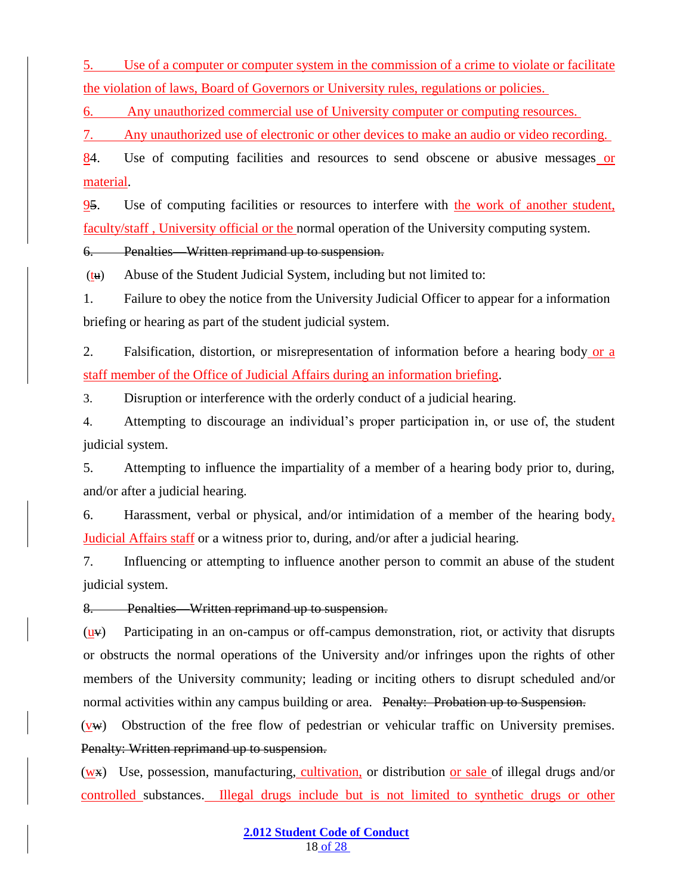5. Use of a computer or computer system in the commission of a crime to violate or facilitate the violation of laws, Board of Governors or University rules, regulations or policies.

6. Any unauthorized commercial use of University computer or computing resources.

7. Any unauthorized use of electronic or other devices to make an audio or video recording.

84. Use of computing facilities and resources to send obscene or abusive messages or material.

95. Use of computing facilities or resources to interfere with the work of another student, faculty/staff , University official or the normal operation of the University computing system.

~~6. Penalties—Written reprimand up to suspension.~~

(tu) Abuse of the Student Judicial System, including but not limited to:

1. Failure to obey the notice from the University Judicial Officer to appear for a information briefing or hearing as part of the student judicial system.

2. Falsification, distortion, or misrepresentation of information before a hearing body or a staff member of the Office of Judicial Affairs during an information briefing.

3. Disruption or interference with the orderly conduct of a judicial hearing.

4. Attempting to discourage an individual's proper participation in, or use of, the student judicial system.

5. Attempting to influence the impartiality of a member of a hearing body prior to, during, and/or after a judicial hearing.

6. Harassment, verbal or physical, and/or intimidation of a member of the hearing body, Judicial Affairs staff or a witness prior to, during, and/or after a judicial hearing.

7. Influencing or attempting to influence another person to commit an abuse of the student judicial system.

~~8. Penalties—Written reprimand up to suspension.~~

(uv) Participating in an on-campus or off-campus demonstration, riot, or activity that disrupts or obstructs the normal operations of the University and/or infringes upon the rights of other members of the University community; leading or inciting others to disrupt scheduled and/or normal activities within any campus building or area. ~~Penalty: Probation up to Suspension.~~

(vw) Obstruction of the free flow of pedestrian or vehicular traffic on University premises. ~~Penalty: Written reprimand up to suspension.~~

(wx) Use, possession, manufacturing, cultivation, or distribution or sale of illegal drugs and/or controlled substances. Illegal drugs include but is not limited to synthetic drugs or other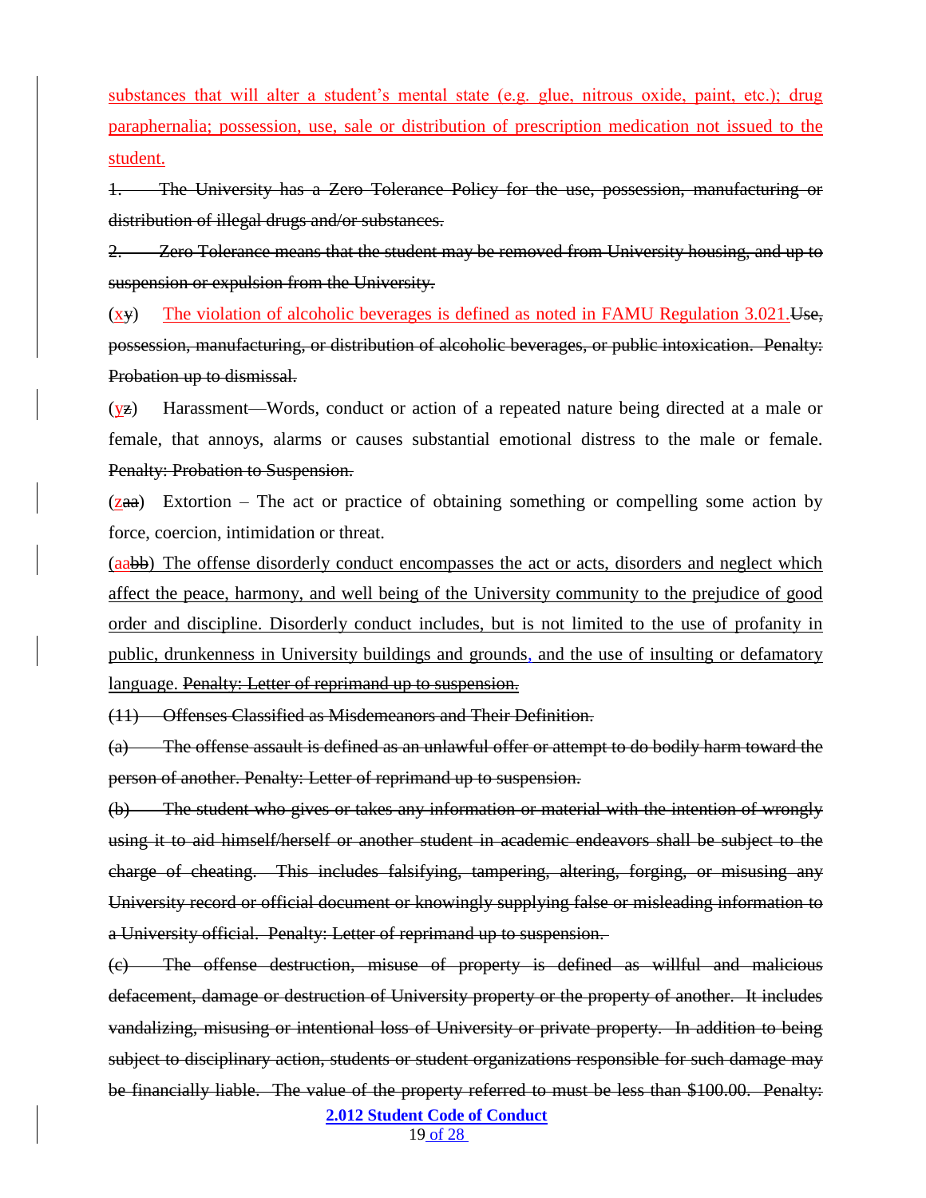substances that will alter a student's mental state (e.g. glue, nitrous oxide, paint, etc.); drug paraphernalia; possession, use, sale or distribution of prescription medication not issued to the student.

~~1. The University has a Zero Tolerance Policy for the use, possession, manufacturing or distribution of illegal drugs and/or substances.~~

~~2. Zero Tolerance means that the student may be removed from University housing, and up to suspension or expulsion from the University.~~

(x~~y~~) The violation of alcoholic beverages is defined as noted in FAMU Regulation 3.021.~~Use, possession, manufacturing, or distribution of alcoholic beverages, or public intoxication. Penalty: Probation up to dismissal.~~

(y~~z~~) Harassment—Words, conduct or action of a repeated nature being directed at a male or female, that annoys, alarms or causes substantial emotional distress to the male or female. ~~Penalty: Probation to Suspension.~~

(z~~aa~~) Extortion – The act or practice of obtaining something or compelling some action by force, coercion, intimidation or threat.

(aa~~bb~~) The offense disorderly conduct encompasses the act or acts, disorders and neglect which affect the peace, harmony, and well being of the University community to the prejudice of good order and discipline. Disorderly conduct includes, but is not limited to the use of profanity in public, drunkenness in University buildings and grounds, and the use of insulting or defamatory language. ~~Penalty: Letter of reprimand up to suspension.~~

~~(11) Offenses Classified as Misdemeanors and Their Definition.~~

~~(a) The offense assault is defined as an unlawful offer or attempt to do bodily harm toward the person of another. Penalty: Letter of reprimand up to suspension.~~

~~(b) The student who gives or takes any information or material with the intention of wrongly using it to aid himself/herself or another student in academic endeavors shall be subject to the charge of cheating. This includes falsifying, tampering, altering, forging, or misusing any University record or official document or knowingly supplying false or misleading information to a University official. Penalty: Letter of reprimand up to suspension.~~

~~(c) The offense destruction, misuse of property is defined as willful and malicious defacement, damage or destruction of University property or the property of another. It includes vandalizing, misusing or intentional loss of University or private property. In addition to being subject to disciplinary action, students or student organizations responsible for such damage may be financially liable. The value of the property referred to must be less than $100.00. Penalty:~~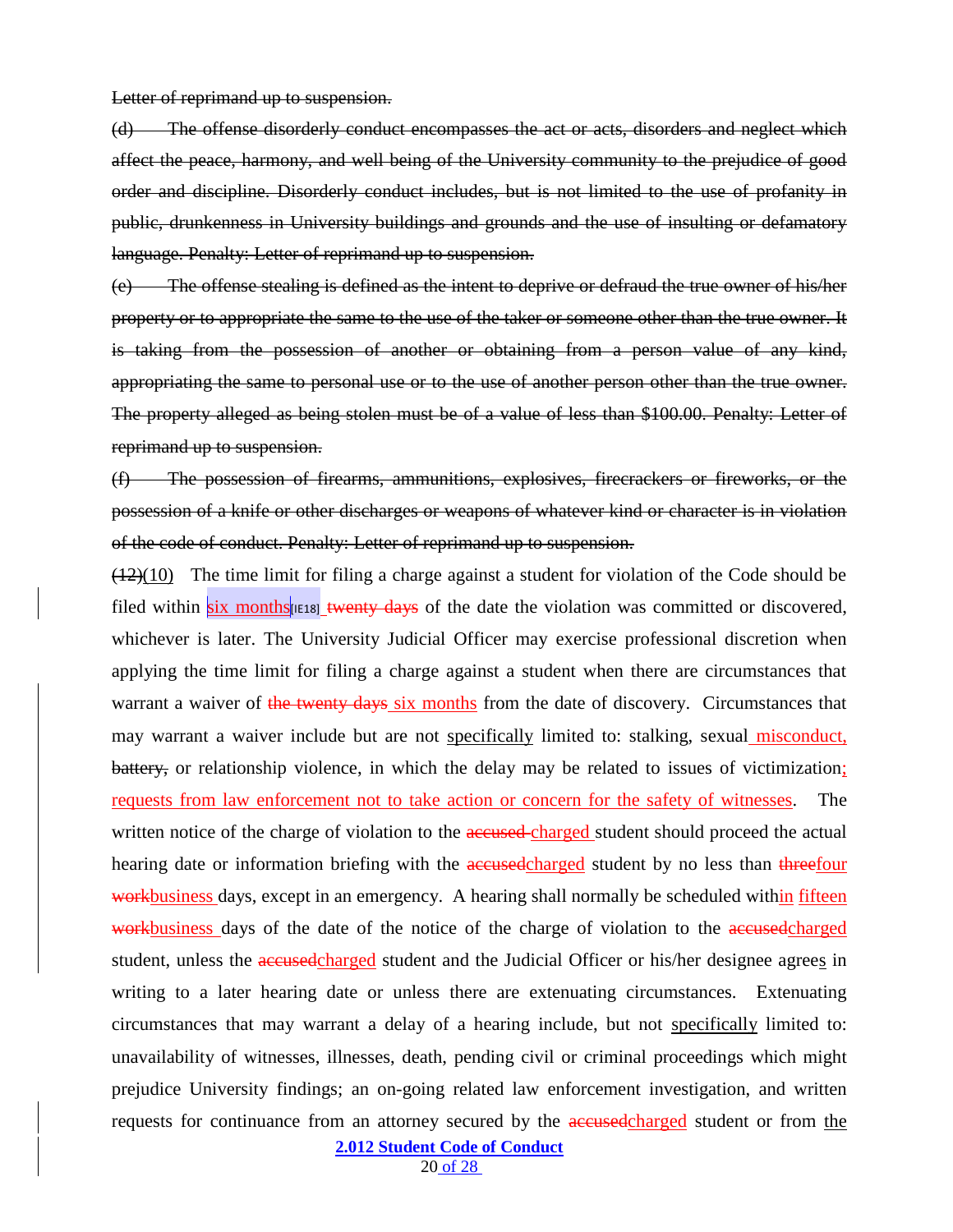~~Letter of reprimand up to suspension.~~

~~(d) The offense disorderly conduct encompasses the act or acts, disorders and neglect which affect the peace, harmony, and well being of the University community to the prejudice of good order and discipline. Disorderly conduct includes, but is not limited to the use of profanity in public, drunkenness in University buildings and grounds and the use of insulting or defamatory language. Penalty: Letter of reprimand up to suspension.~~

~~(e) The offense stealing is defined as the intent to deprive or defraud the true owner of his/her property or to appropriate the same to the use of the taker or someone other than the true owner. It is taking from the possession of another or obtaining from a person value of any kind, appropriating the same to personal use or to the use of another person other than the true owner. The property alleged as being stolen must be of a value of less than $100.00. Penalty: Letter of reprimand up to suspension.~~

~~(f) The possession of firearms, ammunitions, explosives, firecrackers or fireworks, or the possession of a knife or other discharges or weapons of whatever kind or character is in violation of the code of conduct. Penalty: Letter of reprimand up to suspension.~~

~~(12)~~(10) The time limit for filing a charge against a student for violation of the Code should be filed within six months[IE18] ~~twenty days~~ of the date the violation was committed or discovered, whichever is later. The University Judicial Officer may exercise professional discretion when applying the time limit for filing a charge against a student when there are circumstances that warrant a waiver of ~~the twenty days~~ six months from the date of discovery. Circumstances that may warrant a waiver include but are not specifically limited to: stalking, sexual misconduct, ~~battery,~~ or relationship violence, in which the delay may be related to issues of victimization; requests from law enforcement not to take action or concern for the safety of witnesses. The written notice of the charge of violation to the ~~accused~~ charged student should proceed the actual hearing date or information briefing with the ~~accused~~charged student by no less than ~~three~~four ~~work~~business days, except in an emergency. A hearing shall normally be scheduled with~~in~~ fifteen ~~work~~business days of the date of the notice of the charge of violation to the ~~accused~~charged student, unless the ~~accused~~charged student and the Judicial Officer or his/her designee agrees in writing to a later hearing date or unless there are extenuating circumstances. Extenuating circumstances that may warrant a delay of a hearing include, but not specifically limited to: unavailability of witnesses, illnesses, death, pending civil or criminal proceedings which might prejudice University findings; an on-going related law enforcement investigation, and written requests for continuance from an attorney secured by the ~~accused~~charged student or from the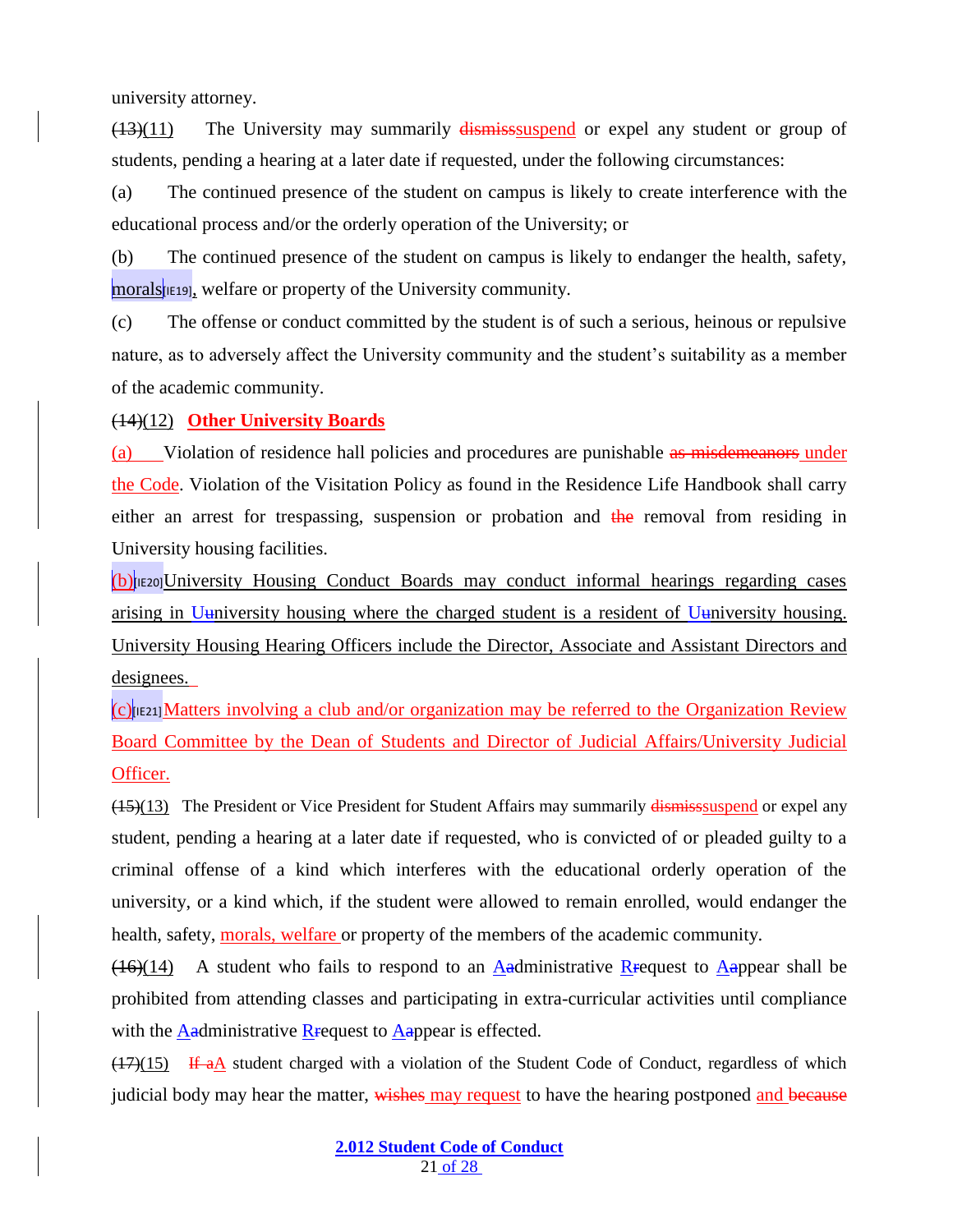university attorney.

~~(13)~~(11) The University may summarily ~~dismiss~~suspend or expel any student or group of students, pending a hearing at a later date if requested, under the following circumstances:

(a) The continued presence of the student on campus is likely to create interference with the educational process and/or the orderly operation of the University; or

(b) The continued presence of the student on campus is likely to endanger the health, safety, morals[IE19], welfare or property of the University community.

(c) The offense or conduct committed by the student is of such a serious, heinous or repulsive nature, as to adversely affect the University community and the student's suitability as a member of the academic community.

~~(14)~~(12) **Other University Boards**

(a) Violation of residence hall policies and procedures are punishable ~~as misdemeanors~~ under the Code. Violation of the Visitation Policy as found in the Residence Life Handbook shall carry either an arrest for trespassing, suspension or probation and ~~the~~ removal from residing in University housing facilities.

(b)[IE20]University Housing Conduct Boards may conduct informal hearings regarding cases arising in U~~u~~niversity housing where the charged student is a resident of U~~u~~niversity housing. University Housing Hearing Officers include the Director, Associate and Assistant Directors and designees.

(c)[IE21]Matters involving a club and/or organization may be referred to the Organization Review Board Committee by the Dean of Students and Director of Judicial Affairs/University Judicial Officer.

~~(15)~~(13) The President or Vice President for Student Affairs may summarily ~~dismiss~~suspend or expel any student, pending a hearing at a later date if requested, who is convicted of or pleaded guilty to a criminal offense of a kind which interferes with the educational orderly operation of the university, or a kind which, if the student were allowed to remain enrolled, would endanger the health, safety, morals, welfare or property of the members of the academic community.

~~(16)~~(14) A student who fails to respond to an A~~a~~dministrative R~~r~~equest to A~~a~~ppear shall be prohibited from attending classes and participating in extra-curricular activities until compliance with the A~~a~~dministrative R~~r~~equest to A~~a~~ppear is effected.

~~(17)~~(15) ~~If a~~A student charged with a violation of the Student Code of Conduct, regardless of which judicial body may hear the matter, ~~wishes~~ may request to have the hearing postponed and ~~because~~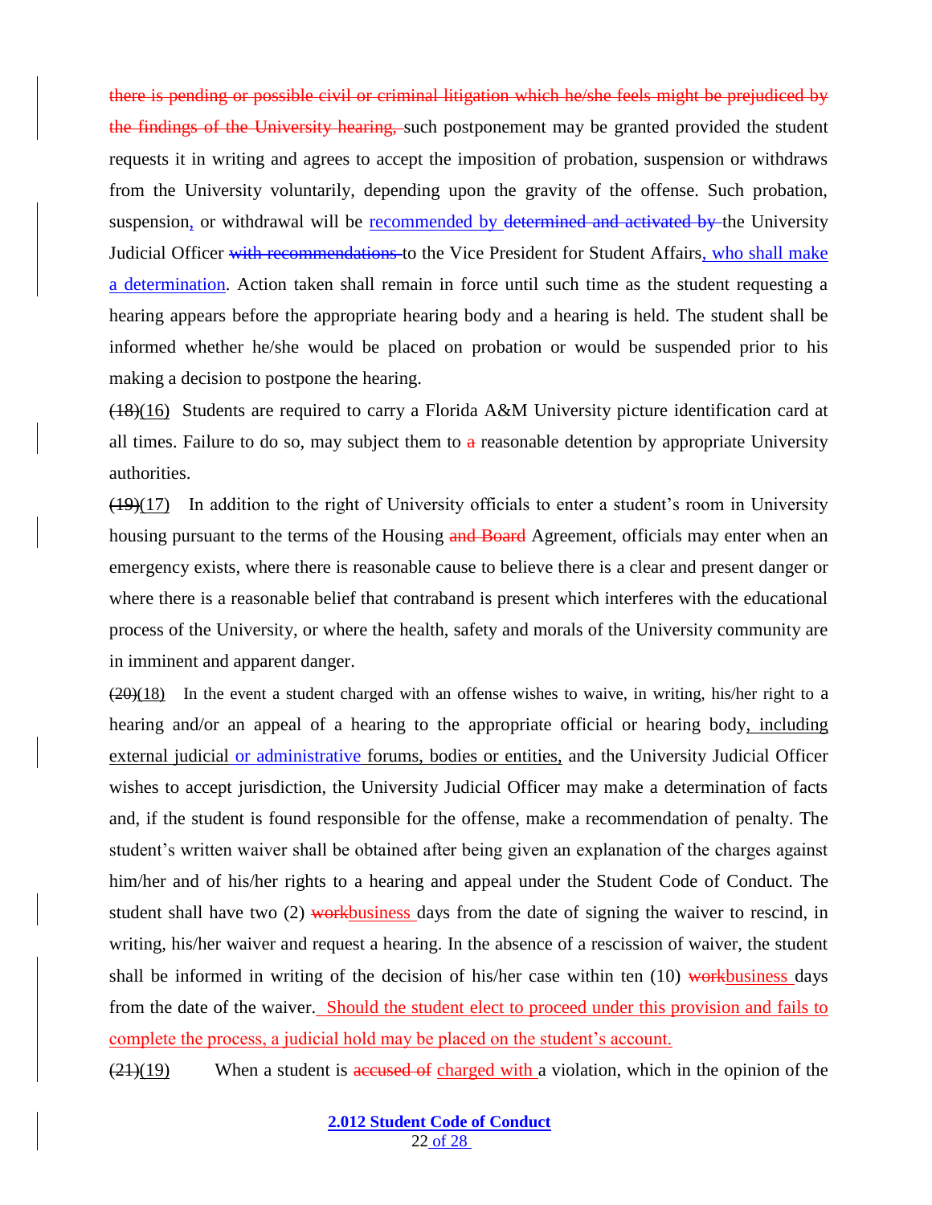there is pending or possible civil or criminal litigation which he/she feels might be prejudiced by the findings of the University hearing, such postponement may be granted provided the student requests it in writing and agrees to accept the imposition of probation, suspension or withdraws from the University voluntarily, depending upon the gravity of the offense. Such probation, suspension, or withdrawal will be recommended by determined and activated by the University Judicial Officer with recommendations to the Vice President for Student Affairs, who shall make a determination. Action taken shall remain in force until such time as the student requesting a hearing appears before the appropriate hearing body and a hearing is held. The student shall be informed whether he/she would be placed on probation or would be suspended prior to his making a decision to postpone the hearing.

(18)(16) Students are required to carry a Florida A&M University picture identification card at all times. Failure to do so, may subject them to a reasonable detention by appropriate University authorities.

(19)(17) In addition to the right of University officials to enter a student's room in University housing pursuant to the terms of the Housing and Board Agreement, officials may enter when an emergency exists, where there is reasonable cause to believe there is a clear and present danger or where there is a reasonable belief that contraband is present which interferes with the educational process of the University, or where the health, safety and morals of the University community are in imminent and apparent danger.

(20)(18) In the event a student charged with an offense wishes to waive, in writing, his/her right to a hearing and/or an appeal of a hearing to the appropriate official or hearing body, including external judicial or administrative forums, bodies or entities, and the University Judicial Officer wishes to accept jurisdiction, the University Judicial Officer may make a determination of facts and, if the student is found responsible for the offense, make a recommendation of penalty. The student's written waiver shall be obtained after being given an explanation of the charges against him/her and of his/her rights to a hearing and appeal under the Student Code of Conduct. The student shall have two (2) workbusiness days from the date of signing the waiver to rescind, in writing, his/her waiver and request a hearing. In the absence of a rescission of waiver, the student shall be informed in writing of the decision of his/her case within ten (10) workbusiness days from the date of the waiver. Should the student elect to proceed under this provision and fails to complete the process, a judicial hold may be placed on the student's account.

(21)(19) When a student is accused of charged with a violation, which in the opinion of the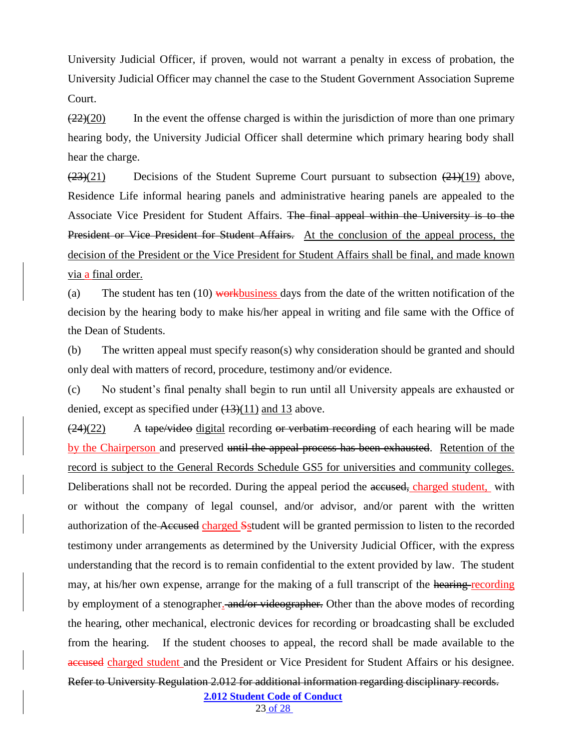University Judicial Officer, if proven, would not warrant a penalty in excess of probation, the University Judicial Officer may channel the case to the Student Government Association Supreme Court.

~~(22)~~(20) In the event the offense charged is within the jurisdiction of more than one primary hearing body, the University Judicial Officer shall determine which primary hearing body shall hear the charge.

~~(23)~~(21) Decisions of the Student Supreme Court pursuant to subsection ~~(21)~~(19) above, Residence Life informal hearing panels and administrative hearing panels are appealed to the Associate Vice President for Student Affairs. ~~The final appeal within the University is to the President or Vice President for Student Affairs.~~ At the conclusion of the appeal process, the decision of the President or the Vice President for Student Affairs shall be final, and made known via a final order.

(a) The student has ten (10) ~~work~~business days from the date of the written notification of the decision by the hearing body to make his/her appeal in writing and file same with the Office of the Dean of Students.

(b) The written appeal must specify reason(s) why consideration should be granted and should only deal with matters of record, procedure, testimony and/or evidence.

(c) No student's final penalty shall begin to run until all University appeals are exhausted or denied, except as specified under ~~(13)~~(11) and 13 above.

~~(24)~~(22) A ~~tape/video~~ digital recording ~~or verbatim recording~~ of each hearing will be made by the Chairperson and preserved ~~until the appeal process has been exhausted~~. Retention of the record is subject to the General Records Schedule GS5 for universities and community colleges. Deliberations shall not be recorded. During the appeal period the ~~accused,~~ charged student, with or without the company of legal counsel, and/or advisor, and/or parent with the written authorization of the ~~Accused~~ charged ~~S~~student will be granted permission to listen to the recorded testimony under arrangements as determined by the University Judicial Officer, with the express understanding that the record is to remain confidential to the extent provided by law. The student may, at his/her own expense, arrange for the making of a full transcript of the ~~hearing~~ recording by employment of a stenographer. ~~and/or videographer.~~ Other than the above modes of recording the hearing, other mechanical, electronic devices for recording or broadcasting shall be excluded from the hearing. If the student chooses to appeal, the record shall be made available to the ~~accused~~ charged student and the President or Vice President for Student Affairs or his designee. ~~Refer to University Regulation 2.012 for additional information regarding disciplinary records.~~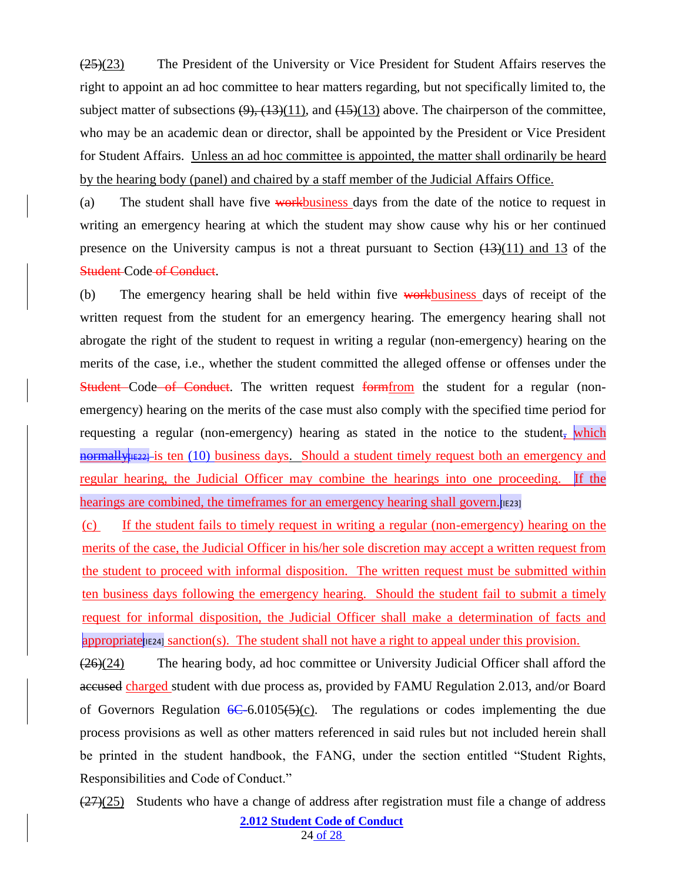(25)(23) The President of the University or Vice President for Student Affairs reserves the right to appoint an ad hoc committee to hear matters regarding, but not specifically limited to, the subject matter of subsections (9), (13)(11), and (15)(13) above. The chairperson of the committee, who may be an academic dean or director, shall be appointed by the President or Vice President for Student Affairs. Unless an ad hoc committee is appointed, the matter shall ordinarily be heard by the hearing body (panel) and chaired by a staff member of the Judicial Affairs Office.

(a) The student shall have five workbusiness days from the date of the notice to request in writing an emergency hearing at which the student may show cause why his or her continued presence on the University campus is not a threat pursuant to Section (13)(11) and 13 of the Student Code of Conduct.

(b) The emergency hearing shall be held within five workbusiness days of receipt of the written request from the student for an emergency hearing. The emergency hearing shall not abrogate the right of the student to request in writing a regular (non-emergency) hearing on the merits of the case, i.e., whether the student committed the alleged offense or offenses under the Student Code of Conduct. The written request formfrom the student for a regular (non-emergency) hearing on the merits of the case must also comply with the specified time period for requesting a regular (non-emergency) hearing as stated in the notice to the student, which normally[IE22] is ten (10) business days. Should a student timely request both an emergency and regular hearing, the Judicial Officer may combine the hearings into one proceeding. If the hearings are combined, the timeframes for an emergency hearing shall govern.[IE23]

(c) If the student fails to timely request in writing a regular (non-emergency) hearing on the merits of the case, the Judicial Officer in his/her sole discretion may accept a written request from the student to proceed with informal disposition. The written request must be submitted within ten business days following the emergency hearing. Should the student fail to submit a timely request for informal disposition, the Judicial Officer shall make a determination of facts and appropriate[IE24] sanction(s). The student shall not have a right to appeal under this provision.

(26)(24) The hearing body, ad hoc committee or University Judicial Officer shall afford the accused charged student with due process as, provided by FAMU Regulation 2.013, and/or Board of Governors Regulation 6C-6.0105(5)(c). The regulations or codes implementing the due process provisions as well as other matters referenced in said rules but not included herein shall be printed in the student handbook, the FANG, under the section entitled "Student Rights, Responsibilities and Code of Conduct."

(27)(25) Students who have a change of address after registration must file a change of address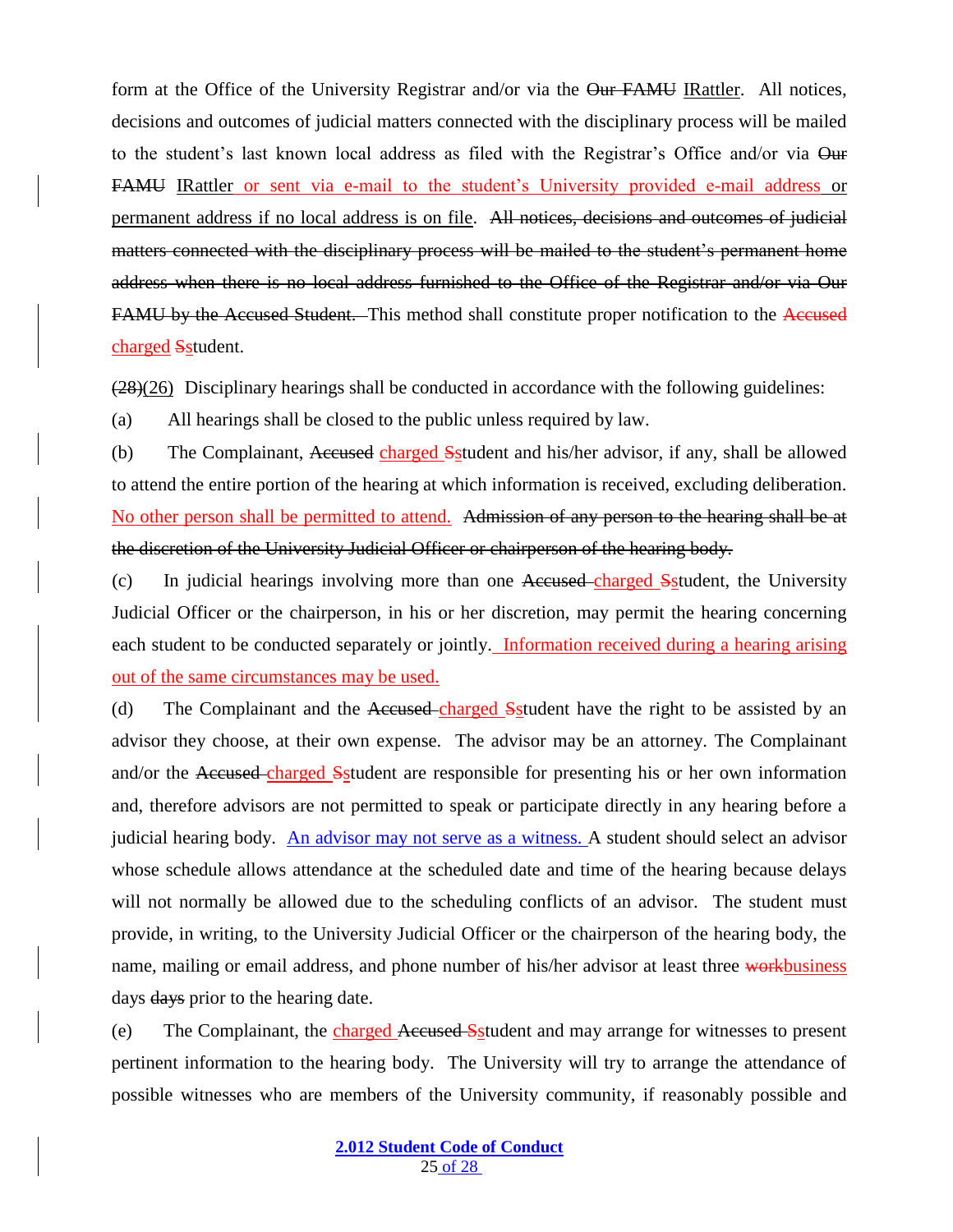form at the Office of the University Registrar and/or via the ~~Our FAMU~~ IRattler. All notices, decisions and outcomes of judicial matters connected with the disciplinary process will be mailed to the student's last known local address as filed with the Registrar's Office and/or via ~~Our FAMU~~ IRattler or sent via e-mail to the student's University provided e-mail address or permanent address if no local address is on file. ~~All notices, decisions and outcomes of judicial matters connected with the disciplinary process will be mailed to the student's permanent home address when there is no local address furnished to the Office of the Registrar and/or via Our FAMU by the Accused Student.~~ This method shall constitute proper notification to the ~~Accused~~ charged ~~S~~student.

~~(28)~~(26) Disciplinary hearings shall be conducted in accordance with the following guidelines:

(a) All hearings shall be closed to the public unless required by law.

(b) The Complainant, ~~Accused~~ charged ~~S~~student and his/her advisor, if any, shall be allowed to attend the entire portion of the hearing at which information is received, excluding deliberation. No other person shall be permitted to attend. ~~Admission of any person to the hearing shall be at the discretion of the University Judicial Officer or chairperson of the hearing body.~~

(c) In judicial hearings involving more than one ~~Accused~~ charged ~~S~~student, the University Judicial Officer or the chairperson, in his or her discretion, may permit the hearing concerning each student to be conducted separately or jointly. Information received during a hearing arising out of the same circumstances may be used.

(d) The Complainant and the ~~Accused~~ charged ~~S~~student have the right to be assisted by an advisor they choose, at their own expense. The advisor may be an attorney. The Complainant and/or the ~~Accused~~ charged ~~S~~student are responsible for presenting his or her own information and, therefore advisors are not permitted to speak or participate directly in any hearing before a judicial hearing body. An advisor may not serve as a witness. A student should select an advisor whose schedule allows attendance at the scheduled date and time of the hearing because delays will not normally be allowed due to the scheduling conflicts of an advisor. The student must provide, in writing, to the University Judicial Officer or the chairperson of the hearing body, the name, mailing or email address, and phone number of his/her advisor at least three ~~work~~business days ~~days~~ prior to the hearing date.

(e) The Complainant, the charged ~~Accused S~~student and may arrange for witnesses to present pertinent information to the hearing body. The University will try to arrange the attendance of possible witnesses who are members of the University community, if reasonably possible and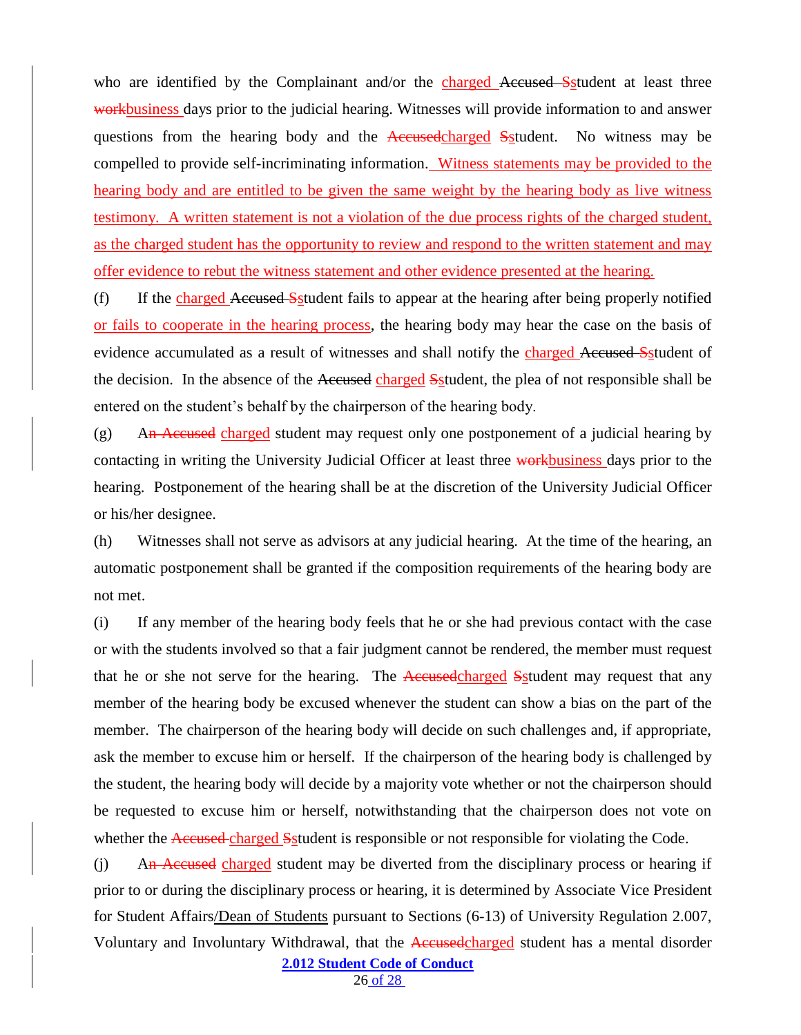who are identified by the Complainant and/or the charged ~~Accused S~~student at least three ~~work~~business days prior to the judicial hearing. Witnesses will provide information to and answer questions from the hearing body and the ~~Accused~~charged ~~S~~student. No witness may be compelled to provide self-incriminating information. Witness statements may be provided to the hearing body and are entitled to be given the same weight by the hearing body as live witness testimony. A written statement is not a violation of the due process rights of the charged student, as the charged student has the opportunity to review and respond to the written statement and may offer evidence to rebut the witness statement and other evidence presented at the hearing.

(f) If the charged ~~Accused S~~student fails to appear at the hearing after being properly notified or fails to cooperate in the hearing process, the hearing body may hear the case on the basis of evidence accumulated as a result of witnesses and shall notify the charged ~~Accused S~~student of the decision. In the absence of the ~~Accused~~ charged ~~S~~student, the plea of not responsible shall be entered on the student's behalf by the chairperson of the hearing body.

(g) A~~n Accused~~ charged student may request only one postponement of a judicial hearing by contacting in writing the University Judicial Officer at least three ~~work~~business days prior to the hearing. Postponement of the hearing shall be at the discretion of the University Judicial Officer or his/her designee.

(h) Witnesses shall not serve as advisors at any judicial hearing. At the time of the hearing, an automatic postponement shall be granted if the composition requirements of the hearing body are not met.

(i) If any member of the hearing body feels that he or she had previous contact with the case or with the students involved so that a fair judgment cannot be rendered, the member must request that he or she not serve for the hearing. The ~~Accused~~charged ~~S~~student may request that any member of the hearing body be excused whenever the student can show a bias on the part of the member. The chairperson of the hearing body will decide on such challenges and, if appropriate, ask the member to excuse him or herself. If the chairperson of the hearing body is challenged by the student, the hearing body will decide by a majority vote whether or not the chairperson should be requested to excuse him or herself, notwithstanding that the chairperson does not vote on whether the ~~Accused~~ charged ~~S~~student is responsible or not responsible for violating the Code.

(j) A~~n Accused~~ charged student may be diverted from the disciplinary process or hearing if prior to or during the disciplinary process or hearing, it is determined by Associate Vice President for Student Affairs/Dean of Students pursuant to Sections (6-13) of University Regulation 2.007, Voluntary and Involuntary Withdrawal, that the ~~Accused~~charged student has a mental disorder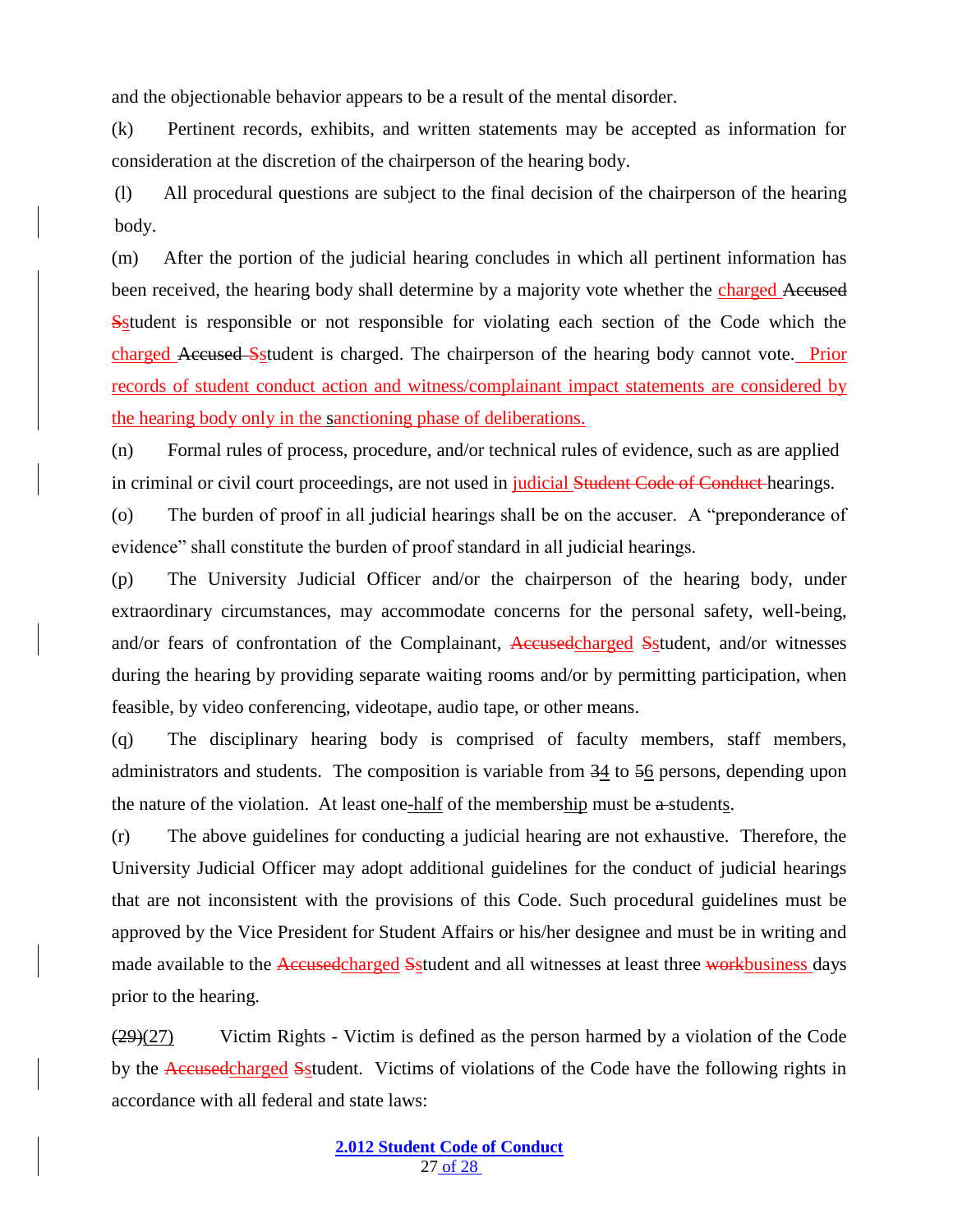and the objectionable behavior appears to be a result of the mental disorder.

(k) Pertinent records, exhibits, and written statements may be accepted as information for consideration at the discretion of the chairperson of the hearing body.

(l) All procedural questions are subject to the final decision of the chairperson of the hearing body.

(m) After the portion of the judicial hearing concludes in which all pertinent information has been received, the hearing body shall determine by a majority vote whether the charged ~~Accused~~ ~~S~~student is responsible or not responsible for violating each section of the Code which the charged ~~Accused~~ ~~S~~student is charged. The chairperson of the hearing body cannot vote. Prior records of student conduct action and witness/complainant impact statements are considered by the hearing body only in the sanctioning phase of deliberations.

(n) Formal rules of process, procedure, and/or technical rules of evidence, such as are applied in criminal or civil court proceedings, are not used in judicial ~~Student Code of Conduct~~ hearings.

(o) The burden of proof in all judicial hearings shall be on the accuser. A "preponderance of evidence" shall constitute the burden of proof standard in all judicial hearings.

(p) The University Judicial Officer and/or the chairperson of the hearing body, under extraordinary circumstances, may accommodate concerns for the personal safety, well-being, and/or fears of confrontation of the Complainant, ~~Accused~~charged ~~S~~student, and/or witnesses during the hearing by providing separate waiting rooms and/or by permitting participation, when feasible, by video conferencing, videotape, audio tape, or other means.

(q) The disciplinary hearing body is comprised of faculty members, staff members, administrators and students. The composition is variable from ~~3~~4 to ~~5~~6 persons, depending upon the nature of the violation. At least one-half of the membership must be ~~a~~ students.

(r) The above guidelines for conducting a judicial hearing are not exhaustive. Therefore, the University Judicial Officer may adopt additional guidelines for the conduct of judicial hearings that are not inconsistent with the provisions of this Code. Such procedural guidelines must be approved by the Vice President for Student Affairs or his/her designee and must be in writing and made available to the ~~Accused~~charged ~~S~~student and all witnesses at least three ~~work~~business days prior to the hearing.

~~(29)~~(27) Victim Rights - Victim is defined as the person harmed by a violation of the Code by the ~~Accused~~charged ~~S~~student. Victims of violations of the Code have the following rights in accordance with all federal and state laws: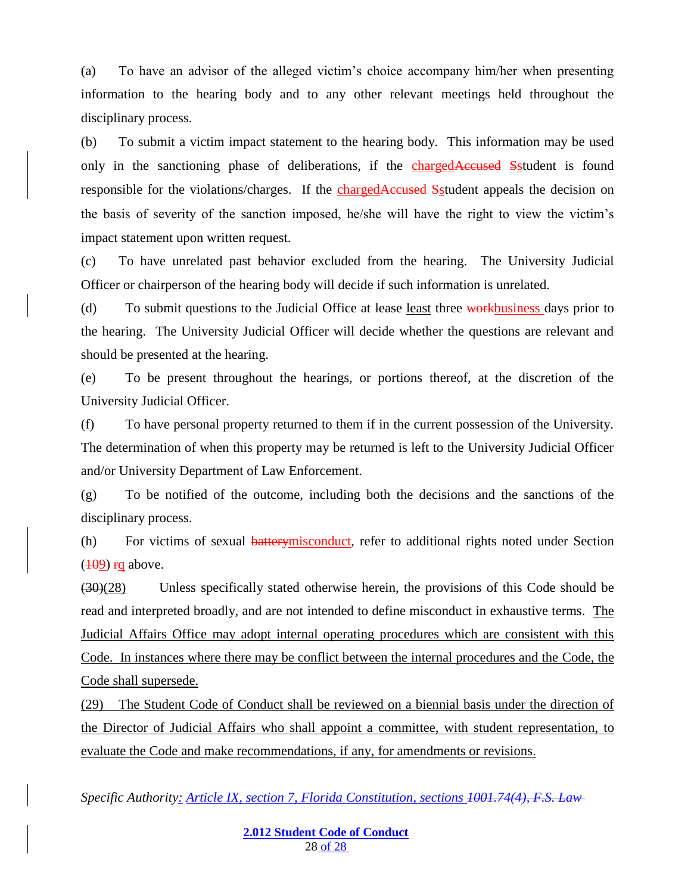(a) To have an advisor of the alleged victim's choice accompany him/her when presenting information to the hearing body and to any other relevant meetings held throughout the disciplinary process.

(b) To submit a victim impact statement to the hearing body. This information may be used only in the sanctioning phase of deliberations, if the chargedAccused Sstudent is found responsible for the violations/charges. If the chargedAccused Sstudent appeals the decision on the basis of severity of the sanction imposed, he/she will have the right to view the victim's impact statement upon written request.

(c) To have unrelated past behavior excluded from the hearing. The University Judicial Officer or chairperson of the hearing body will decide if such information is unrelated.

(d) To submit questions to the Judicial Office at lease least three workbusiness days prior to the hearing. The University Judicial Officer will decide whether the questions are relevant and should be presented at the hearing.

(e) To be present throughout the hearings, or portions thereof, at the discretion of the University Judicial Officer.

(f) To have personal property returned to them if in the current possession of the University. The determination of when this property may be returned is left to the University Judicial Officer and/or University Department of Law Enforcement.

(g) To be notified of the outcome, including both the decisions and the sanctions of the disciplinary process.

(h) For victims of sexual batterymisconduct, refer to additional rights noted under Section (109) rq above.

(30)(28) Unless specifically stated otherwise herein, the provisions of this Code should be read and interpreted broadly, and are not intended to define misconduct in exhaustive terms. The Judicial Affairs Office may adopt internal operating procedures which are consistent with this Code. In instances where there may be conflict between the internal procedures and the Code, the Code shall supersede.

(29) The Student Code of Conduct shall be reviewed on a biennial basis under the direction of the Director of Judicial Affairs who shall appoint a committee, with student representation, to evaluate the Code and make recommendations, if any, for amendments or revisions.

*Specific Authority: Article IX, section 7, Florida Constitution, sections 1001.74(4), F.S. Law*

**2.012 Student Code of Conduct**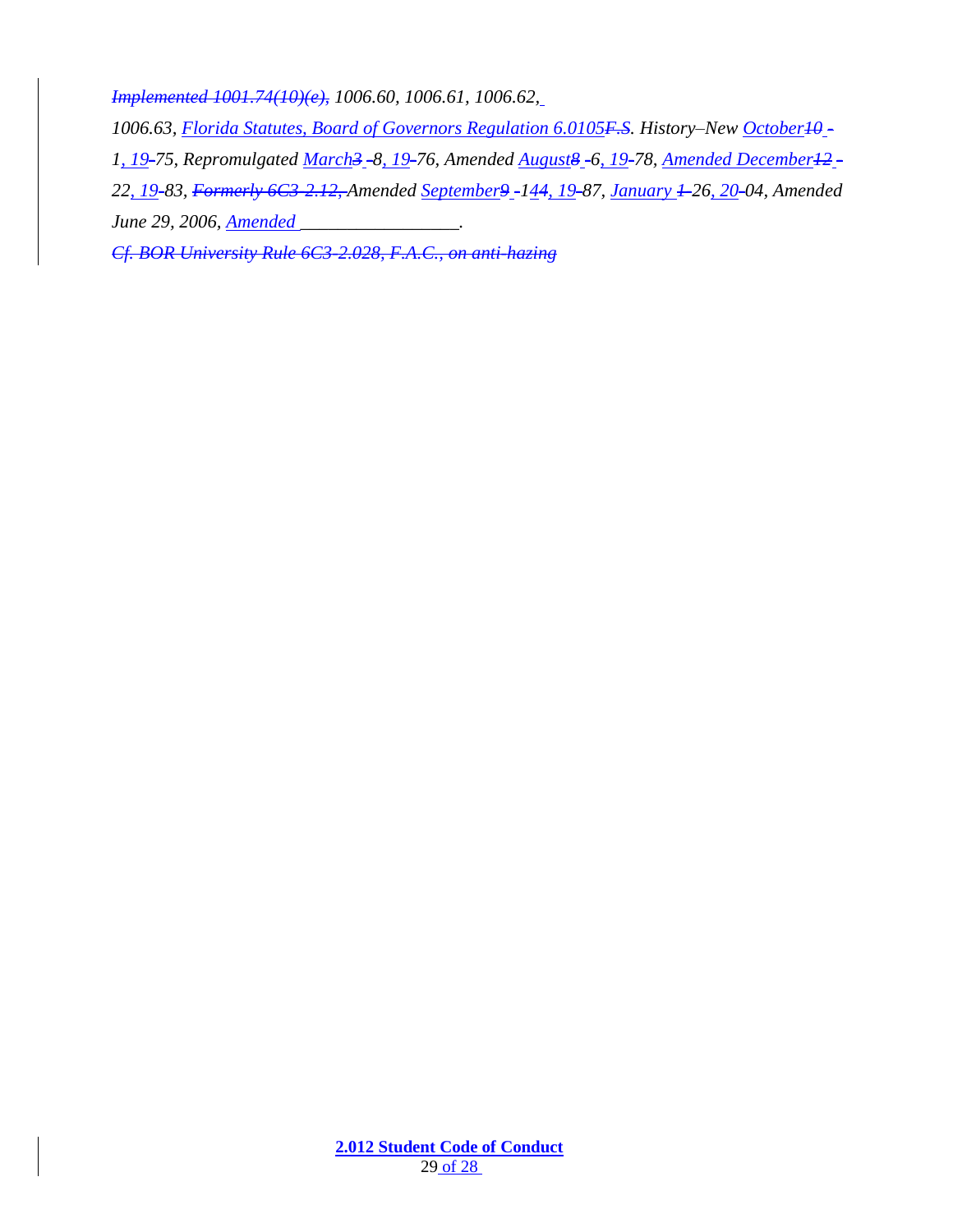*~~Implemented 1001.74(10)(e),~~ 1006.60, 1006.61, 1006.62, 1006.63, Florida Statutes, Board of Governors Regulation 6.0105~~F.S~~. History–New October~~10~~ -1, 19-75, Repromulgated March~~3~~ -8, 19-76, Amended August~~8~~ -6, 19-78, Amended December~~12~~ -22, 19-83, ~~Formerly 6C3-2.12,~~ Amended September~~9~~ -1~~4~~4, 19-87, January ~~1~~-26, 20-04, Amended June 29, 2006, Amended ________________.*

*~~Cf. BOR University Rule 6C3-2.028, F.A.C., on anti-hazing~~*